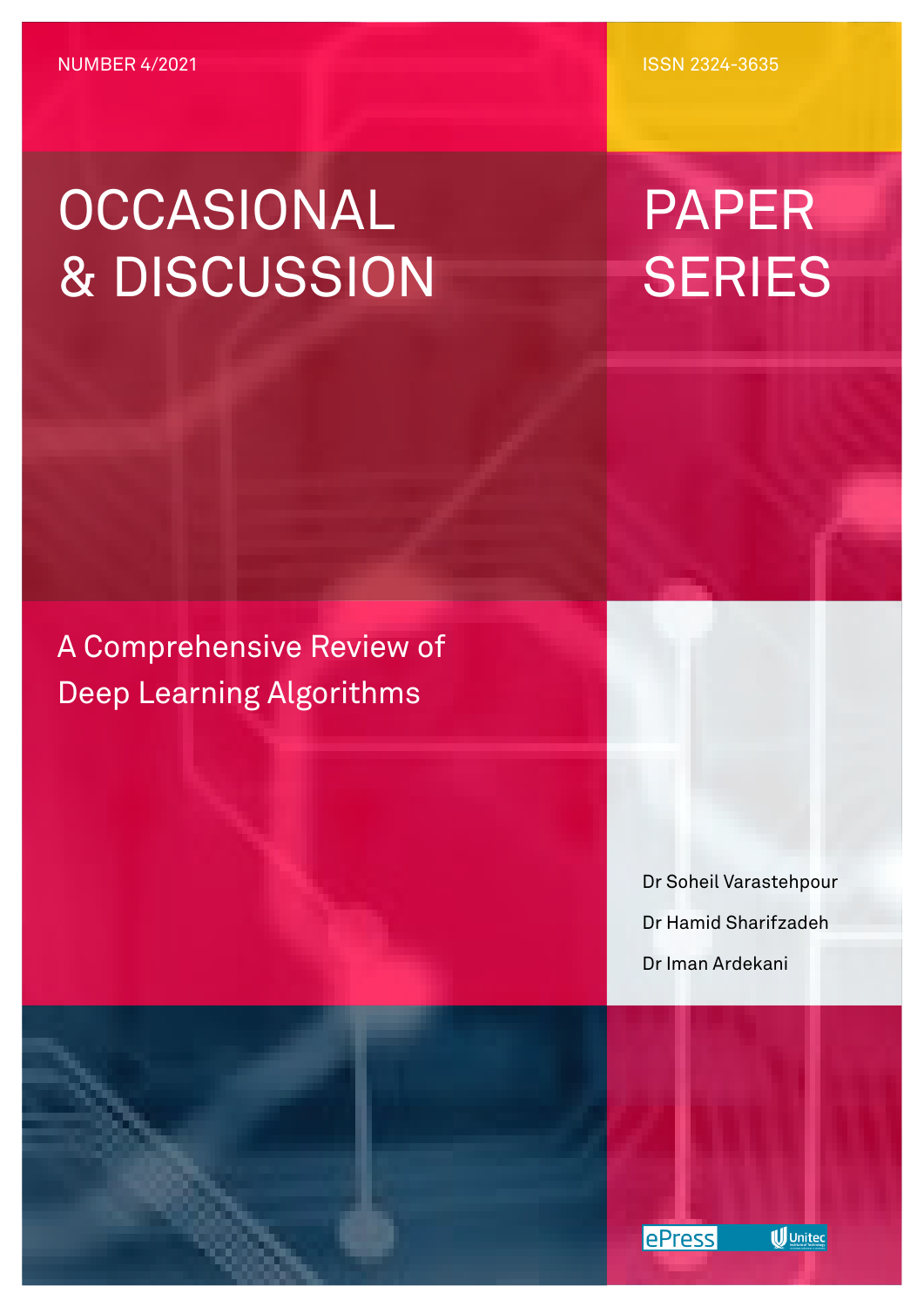NUMBER 4/2021

ISSN 2324-3635

# OCCASIONAL & DISCUSSION PAPER SERIES

## A Comprehensive Review of Deep Learning Algorithms

Dr Soheil Varastehpour

Dr Hamid Sharifzadeh

Dr Iman Ardekani

ePress Unitec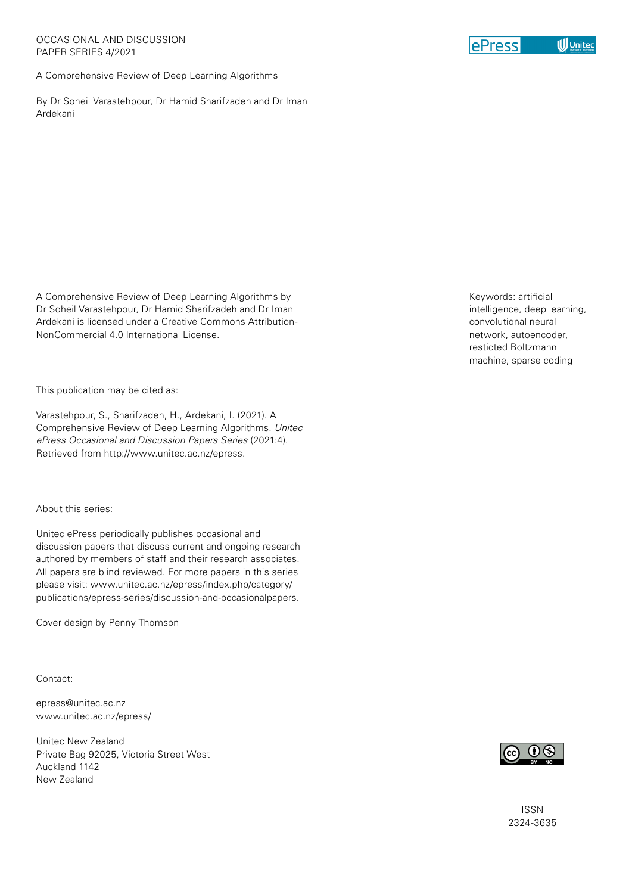OCCASIONAL AND DISCUSSION
PAPER SERIES 4/2021

A Comprehensive Review of Deep Learning Algorithms

By Dr Soheil Varastehpour, Dr Hamid Sharifzadeh and Dr Iman Ardekani

---

A Comprehensive Review of Deep Learning Algorithms by Dr Soheil Varastehpour, Dr Hamid Sharifzadeh and Dr Iman Ardekani is licensed under a Creative Commons Attribution-NonCommercial 4.0 International License.

Keywords: artificial intelligence, deep learning, convolutional neural network, autoencoder, resticted Boltzmann machine, sparse coding

This publication may be cited as:

Varastehpour, S., Sharifzadeh, H., Ardekani, I. (2021). A Comprehensive Review of Deep Learning Algorithms. *Unitec ePress Occasional and Discussion Papers Series* (2021:4). Retrieved from http://www.unitec.ac.nz/epress.

About this series:

Unitec ePress periodically publishes occasional and discussion papers that discuss current and ongoing research authored by members of staff and their research associates. All papers are blind reviewed. For more papers in this series please visit: www.unitec.ac.nz/epress/index.php/category/publications/epress-series/discussion-and-occasionalpapers.

Cover design by Penny Thomson

Contact:

epress@unitec.ac.nz
www.unitec.ac.nz/epress/

Unitec New Zealand
Private Bag 92025, Victoria Street West
Auckland 1142
New Zealand

ISSN
2324-3635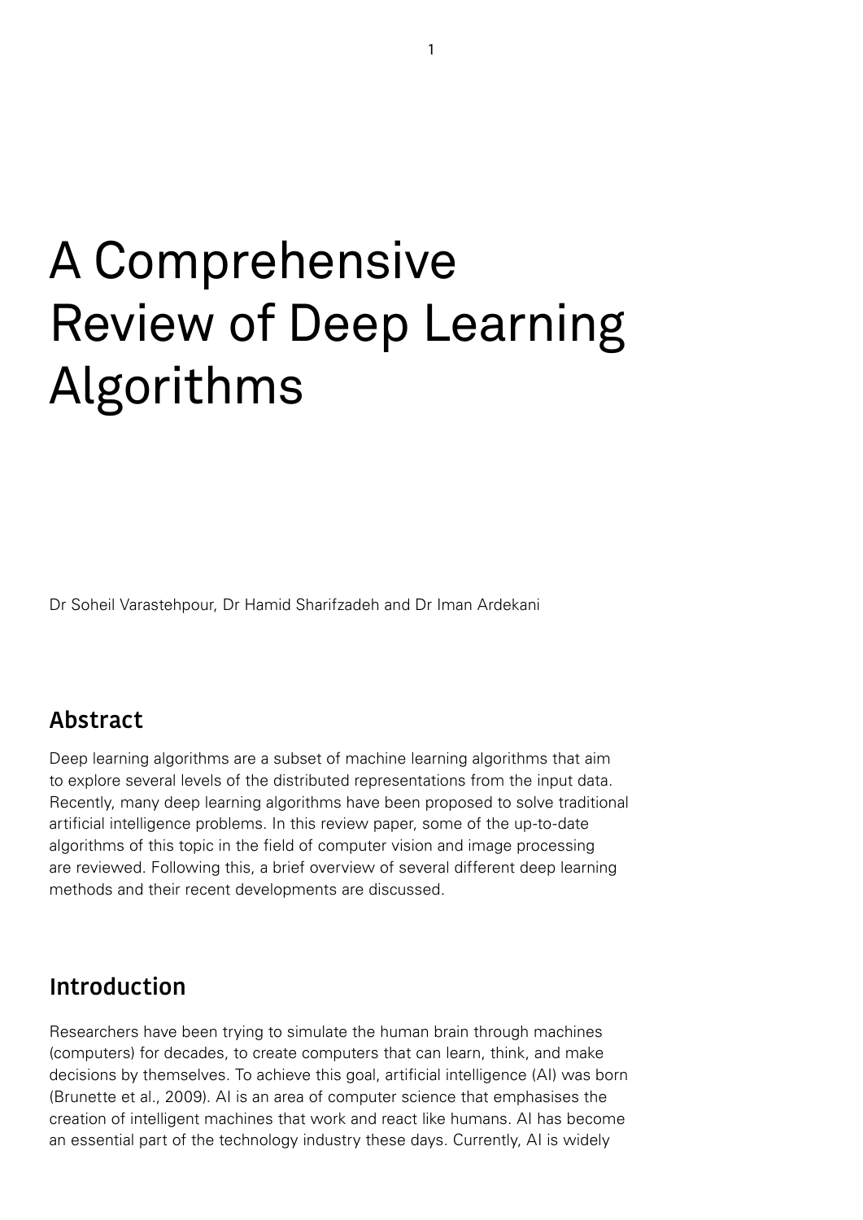# A Comprehensive Review of Deep Learning Algorithms

Dr Soheil Varastehpour, Dr Hamid Sharifzadeh and Dr Iman Ardekani

## Abstract

Deep learning algorithms are a subset of machine learning algorithms that aim to explore several levels of the distributed representations from the input data. Recently, many deep learning algorithms have been proposed to solve traditional artificial intelligence problems. In this review paper, some of the up-to-date algorithms of this topic in the field of computer vision and image processing are reviewed. Following this, a brief overview of several different deep learning methods and their recent developments are discussed.

## Introduction

Researchers have been trying to simulate the human brain through machines (computers) for decades, to create computers that can learn, think, and make decisions by themselves. To achieve this goal, artificial intelligence (AI) was born (Brunette et al., 2009). AI is an area of computer science that emphasises the creation of intelligent machines that work and react like humans. AI has become an essential part of the technology industry these days. Currently, AI is widely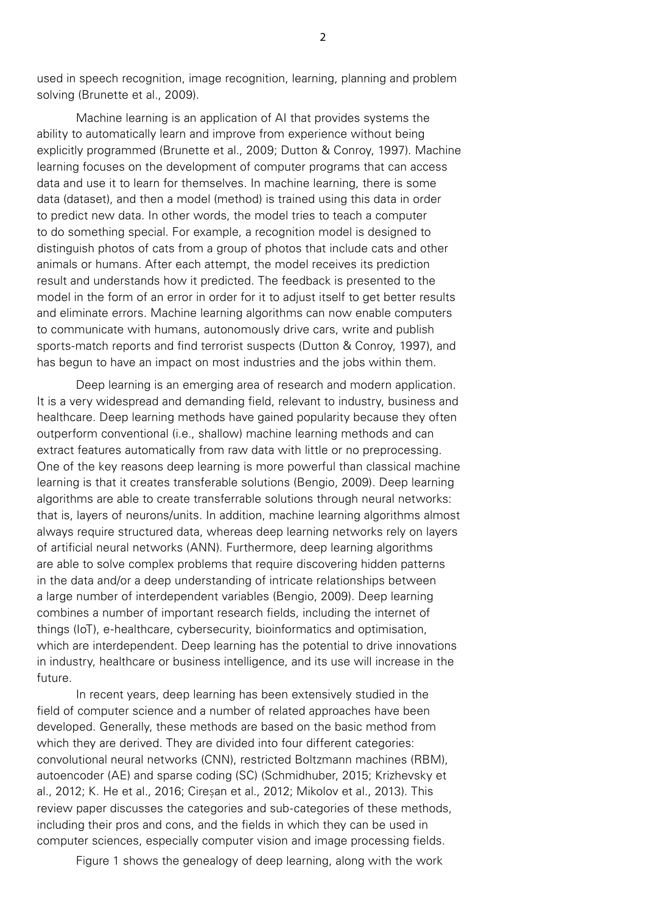used in speech recognition, image recognition, learning, planning and problem solving (Brunette et al., 2009).

Machine learning is an application of AI that provides systems the ability to automatically learn and improve from experience without being explicitly programmed (Brunette et al., 2009; Dutton & Conroy, 1997). Machine learning focuses on the development of computer programs that can access data and use it to learn for themselves. In machine learning, there is some data (dataset), and then a model (method) is trained using this data in order to predict new data. In other words, the model tries to teach a computer to do something special. For example, a recognition model is designed to distinguish photos of cats from a group of photos that include cats and other animals or humans. After each attempt, the model receives its prediction result and understands how it predicted. The feedback is presented to the model in the form of an error in order for it to adjust itself to get better results and eliminate errors. Machine learning algorithms can now enable computers to communicate with humans, autonomously drive cars, write and publish sports-match reports and find terrorist suspects (Dutton & Conroy, 1997), and has begun to have an impact on most industries and the jobs within them.

Deep learning is an emerging area of research and modern application. It is a very widespread and demanding field, relevant to industry, business and healthcare. Deep learning methods have gained popularity because they often outperform conventional (i.e., shallow) machine learning methods and can extract features automatically from raw data with little or no preprocessing. One of the key reasons deep learning is more powerful than classical machine learning is that it creates transferable solutions (Bengio, 2009). Deep learning algorithms are able to create transferrable solutions through neural networks: that is, layers of neurons/units. In addition, machine learning algorithms almost always require structured data, whereas deep learning networks rely on layers of artificial neural networks (ANN). Furthermore, deep learning algorithms are able to solve complex problems that require discovering hidden patterns in the data and/or a deep understanding of intricate relationships between a large number of interdependent variables (Bengio, 2009). Deep learning combines a number of important research fields, including the internet of things (IoT), e-healthcare, cybersecurity, bioinformatics and optimisation, which are interdependent. Deep learning has the potential to drive innovations in industry, healthcare or business intelligence, and its use will increase in the future.

In recent years, deep learning has been extensively studied in the field of computer science and a number of related approaches have been developed. Generally, these methods are based on the basic method from which they are derived. They are divided into four different categories: convolutional neural networks (CNN), restricted Boltzmann machines (RBM), autoencoder (AE) and sparse coding (SC) (Schmidhuber, 2015; Krizhevsky et al., 2012; K. He et al., 2016; Cireșan et al., 2012; Mikolov et al., 2013). This review paper discusses the categories and sub-categories of these methods, including their pros and cons, and the fields in which they can be used in computer sciences, especially computer vision and image processing fields.

Figure 1 shows the genealogy of deep learning, along with the work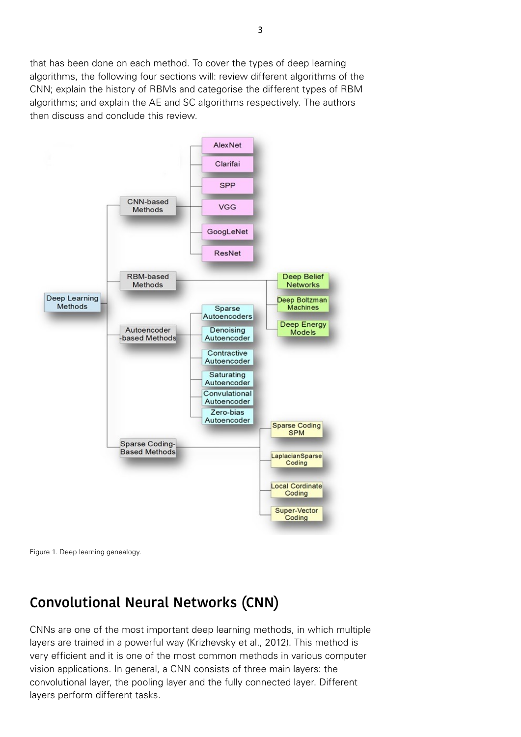that has been done on each method. To cover the types of deep learning algorithms, the following four sections will: review different algorithms of the CNN; explain the history of RBMs and categorise the different types of RBM algorithms; and explain the AE and SC algorithms respectively. The authors then discuss and conclude this review.

Figure 1. Deep learning genealogy.

## Convolutional Neural Networks (CNN)

CNNs are one of the most important deep learning methods, in which multiple layers are trained in a powerful way (Krizhevsky et al., 2012). This method is very efficient and it is one of the most common methods in various computer vision applications. In general, a CNN consists of three main layers: the convolutional layer, the pooling layer and the fully connected layer. Different layers perform different tasks.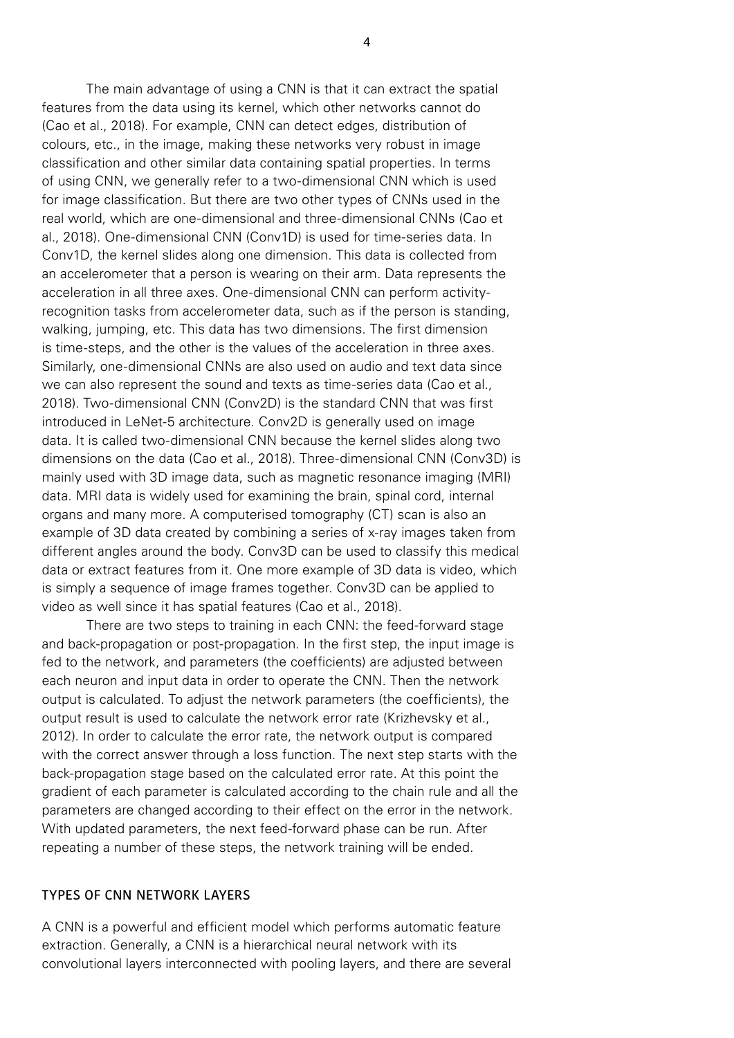The main advantage of using a CNN is that it can extract the spatial features from the data using its kernel, which other networks cannot do (Cao et al., 2018). For example, CNN can detect edges, distribution of colours, etc., in the image, making these networks very robust in image classification and other similar data containing spatial properties. In terms of using CNN, we generally refer to a two-dimensional CNN which is used for image classification. But there are two other types of CNNs used in the real world, which are one-dimensional and three-dimensional CNNs (Cao et al., 2018). One-dimensional CNN (Conv1D) is used for time-series data. In Conv1D, the kernel slides along one dimension. This data is collected from an accelerometer that a person is wearing on their arm. Data represents the acceleration in all three axes. One-dimensional CNN can perform activity-recognition tasks from accelerometer data, such as if the person is standing, walking, jumping, etc. This data has two dimensions. The first dimension is time-steps, and the other is the values of the acceleration in three axes. Similarly, one-dimensional CNNs are also used on audio and text data since we can also represent the sound and texts as time-series data (Cao et al., 2018). Two-dimensional CNN (Conv2D) is the standard CNN that was first introduced in LeNet-5 architecture. Conv2D is generally used on image data. It is called two-dimensional CNN because the kernel slides along two dimensions on the data (Cao et al., 2018). Three-dimensional CNN (Conv3D) is mainly used with 3D image data, such as magnetic resonance imaging (MRI) data. MRI data is widely used for examining the brain, spinal cord, internal organs and many more. A computerised tomography (CT) scan is also an example of 3D data created by combining a series of x-ray images taken from different angles around the body. Conv3D can be used to classify this medical data or extract features from it. One more example of 3D data is video, which is simply a sequence of image frames together. Conv3D can be applied to video as well since it has spatial features (Cao et al., 2018).

There are two steps to training in each CNN: the feed-forward stage and back-propagation or post-propagation. In the first step, the input image is fed to the network, and parameters (the coefficients) are adjusted between each neuron and input data in order to operate the CNN. Then the network output is calculated. To adjust the network parameters (the coefficients), the output result is used to calculate the network error rate (Krizhevsky et al., 2012). In order to calculate the error rate, the network output is compared with the correct answer through a loss function. The next step starts with the back-propagation stage based on the calculated error rate. At this point the gradient of each parameter is calculated according to the chain rule and all the parameters are changed according to their effect on the error in the network. With updated parameters, the next feed-forward phase can be run. After repeating a number of these steps, the network training will be ended.

## TYPES OF CNN NETWORK LAYERS

A CNN is a powerful and efficient model which performs automatic feature extraction. Generally, a CNN is a hierarchical neural network with its convolutional layers interconnected with pooling layers, and there are several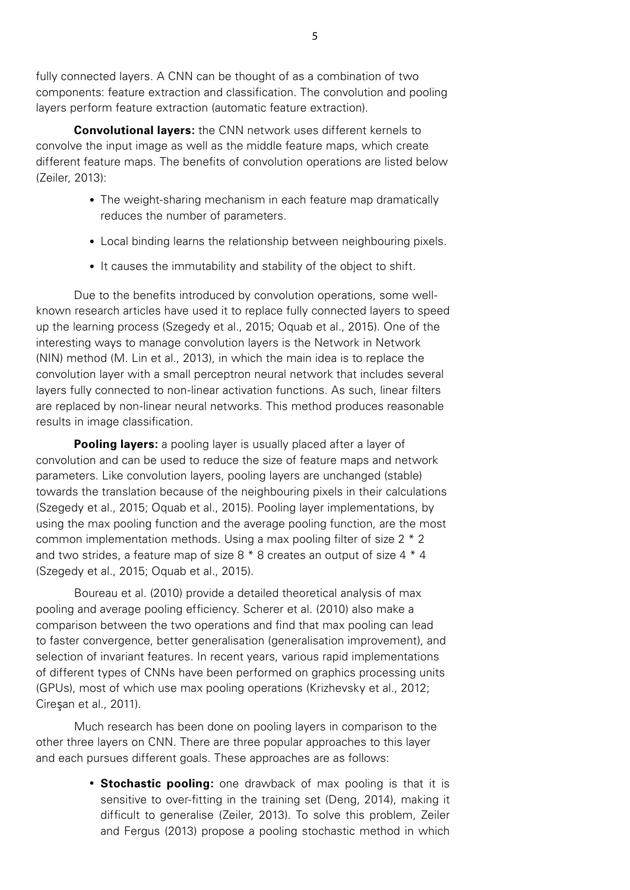fully connected layers. A CNN can be thought of as a combination of two components: feature extraction and classification. The convolution and pooling layers perform feature extraction (automatic feature extraction).

**Convolutional layers:** the CNN network uses different kernels to convolve the input image as well as the middle feature maps, which create different feature maps. The benefits of convolution operations are listed below (Zeiler, 2013):

- The weight-sharing mechanism in each feature map dramatically reduces the number of parameters.
- Local binding learns the relationship between neighbouring pixels.
- It causes the immutability and stability of the object to shift.

Due to the benefits introduced by convolution operations, some well-known research articles have used it to replace fully connected layers to speed up the learning process (Szegedy et al., 2015; Oquab et al., 2015). One of the interesting ways to manage convolution layers is the Network in Network (NIN) method (M. Lin et al., 2013), in which the main idea is to replace the convolution layer with a small perceptron neural network that includes several layers fully connected to non-linear activation functions. As such, linear filters are replaced by non-linear neural networks. This method produces reasonable results in image classification.

**Pooling layers:** a pooling layer is usually placed after a layer of convolution and can be used to reduce the size of feature maps and network parameters. Like convolution layers, pooling layers are unchanged (stable) towards the translation because of the neighbouring pixels in their calculations (Szegedy et al., 2015; Oquab et al., 2015). Pooling layer implementations, by using the max pooling function and the average pooling function, are the most common implementation methods. Using a max pooling filter of size 2 * 2 and two strides, a feature map of size 8 * 8 creates an output of size 4 * 4 (Szegedy et al., 2015; Oquab et al., 2015).

Boureau et al. (2010) provide a detailed theoretical analysis of max pooling and average pooling efficiency. Scherer et al. (2010) also make a comparison between the two operations and find that max pooling can lead to faster convergence, better generalisation (generalisation improvement), and selection of invariant features. In recent years, various rapid implementations of different types of CNNs have been performed on graphics processing units (GPUs), most of which use max pooling operations (Krizhevsky et al., 2012; Cireşan et al., 2011).

Much research has been done on pooling layers in comparison to the other three layers on CNN. There are three popular approaches to this layer and each pursues different goals. These approaches are as follows:

- **Stochastic pooling:** one drawback of max pooling is that it is sensitive to over-fitting in the training set (Deng, 2014), making it difficult to generalise (Zeiler, 2013). To solve this problem, Zeiler and Fergus (2013) propose a pooling stochastic method in which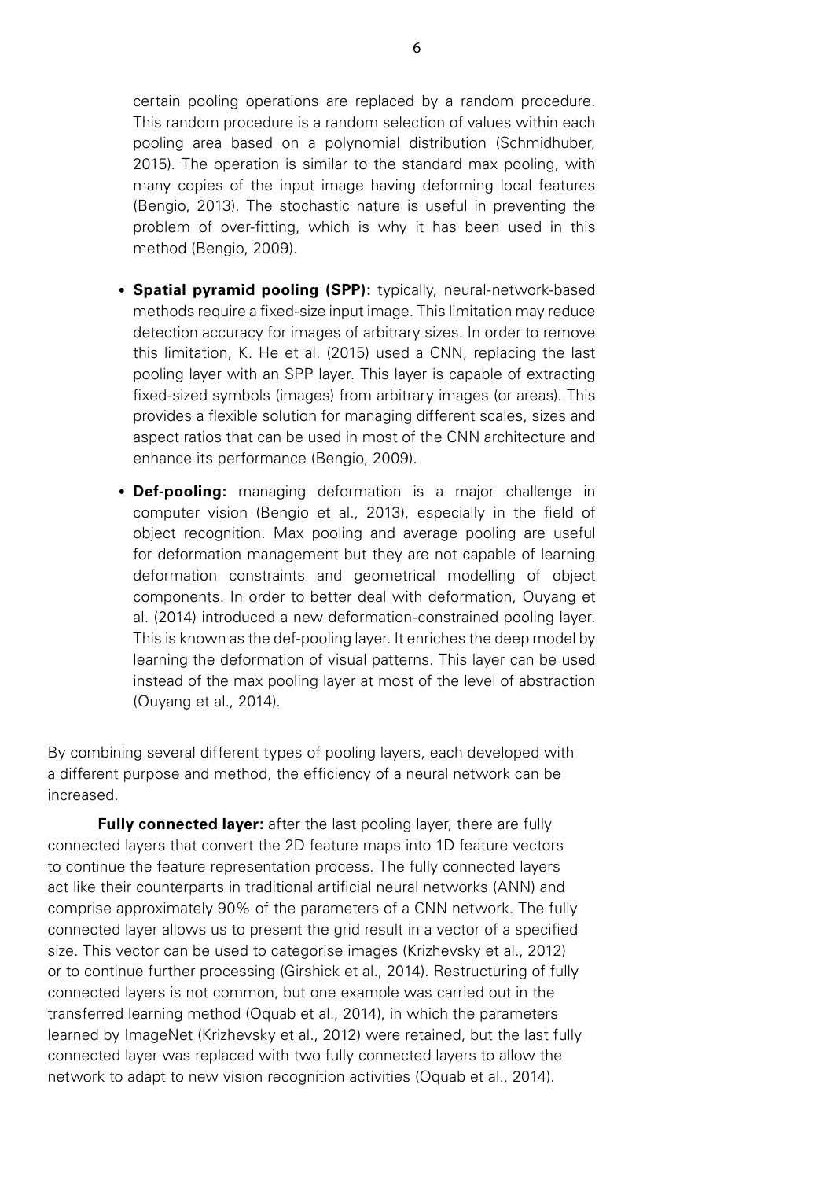certain pooling operations are replaced by a random procedure. This random procedure is a random selection of values within each pooling area based on a polynomial distribution (Schmidhuber, 2015). The operation is similar to the standard max pooling, with many copies of the input image having deforming local features (Bengio, 2013). The stochastic nature is useful in preventing the problem of over-fitting, which is why it has been used in this method (Bengio, 2009).

- **Spatial pyramid pooling (SPP):** typically, neural-network-based methods require a fixed-size input image. This limitation may reduce detection accuracy for images of arbitrary sizes. In order to remove this limitation, K. He et al. (2015) used a CNN, replacing the last pooling layer with an SPP layer. This layer is capable of extracting fixed-sized symbols (images) from arbitrary images (or areas). This provides a flexible solution for managing different scales, sizes and aspect ratios that can be used in most of the CNN architecture and enhance its performance (Bengio, 2009).
- **Def-pooling:** managing deformation is a major challenge in computer vision (Bengio et al., 2013), especially in the field of object recognition. Max pooling and average pooling are useful for deformation management but they are not capable of learning deformation constraints and geometrical modelling of object components. In order to better deal with deformation, Ouyang et al. (2014) introduced a new deformation-constrained pooling layer. This is known as the def-pooling layer. It enriches the deep model by learning the deformation of visual patterns. This layer can be used instead of the max pooling layer at most of the level of abstraction (Ouyang et al., 2014).

By combining several different types of pooling layers, each developed with a different purpose and method, the efficiency of a neural network can be increased.

**Fully connected layer:** after the last pooling layer, there are fully connected layers that convert the 2D feature maps into 1D feature vectors to continue the feature representation process. The fully connected layers act like their counterparts in traditional artificial neural networks (ANN) and comprise approximately 90% of the parameters of a CNN network. The fully connected layer allows us to present the grid result in a vector of a specified size. This vector can be used to categorise images (Krizhevsky et al., 2012) or to continue further processing (Girshick et al., 2014). Restructuring of fully connected layers is not common, but one example was carried out in the transferred learning method (Oquab et al., 2014), in which the parameters learned by ImageNet (Krizhevsky et al., 2012) were retained, but the last fully connected layer was replaced with two fully connected layers to allow the network to adapt to new vision recognition activities (Oquab et al., 2014).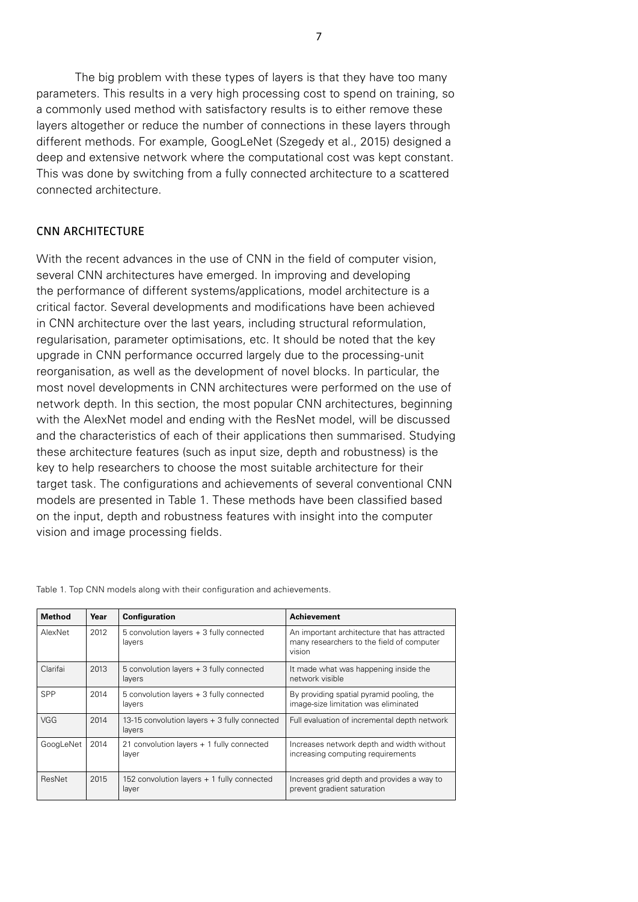The big problem with these types of layers is that they have too many parameters. This results in a very high processing cost to spend on training, so a commonly used method with satisfactory results is to either remove these layers altogether or reduce the number of connections in these layers through different methods. For example, GoogLeNet (Szegedy et al., 2015) designed a deep and extensive network where the computational cost was kept constant. This was done by switching from a fully connected architecture to a scattered connected architecture.

## CNN ARCHITECTURE

With the recent advances in the use of CNN in the field of computer vision, several CNN architectures have emerged. In improving and developing the performance of different systems/applications, model architecture is a critical factor. Several developments and modifications have been achieved in CNN architecture over the last years, including structural reformulation, regularisation, parameter optimisations, etc. It should be noted that the key upgrade in CNN performance occurred largely due to the processing-unit reorganisation, as well as the development of novel blocks. In particular, the most novel developments in CNN architectures were performed on the use of network depth. In this section, the most popular CNN architectures, beginning with the AlexNet model and ending with the ResNet model, will be discussed and the characteristics of each of their applications then summarised. Studying these architecture features (such as input size, depth and robustness) is the key to help researchers to choose the most suitable architecture for their target task. The configurations and achievements of several conventional CNN models are presented in Table 1. These methods have been classified based on the input, depth and robustness features with insight into the computer vision and image processing fields.

Table 1. Top CNN models along with their configuration and achievements.

| Method | Year | Configuration | Achievement |
| --- | --- | --- | --- |
| AlexNet | 2012 | 5 convolution layers + 3 fully connected layers | An important architecture that has attracted many researchers to the field of computer vision |
| Clarifai | 2013 | 5 convolution layers + 3 fully connected layers | It made what was happening inside the network visible |
| SPP | 2014 | 5 convolution layers + 3 fully connected layers | By providing spatial pyramid pooling, the image-size limitation was eliminated |
| VGG | 2014 | 13-15 convolution layers + 3 fully connected layers | Full evaluation of incremental depth network |
| GoogLeNet | 2014 | 21 convolution layers + 1 fully connected layer | Increases network depth and width without increasing computing requirements |
| ResNet | 2015 | 152 convolution layers + 1 fully connected layer | Increases grid depth and provides a way to prevent gradient saturation |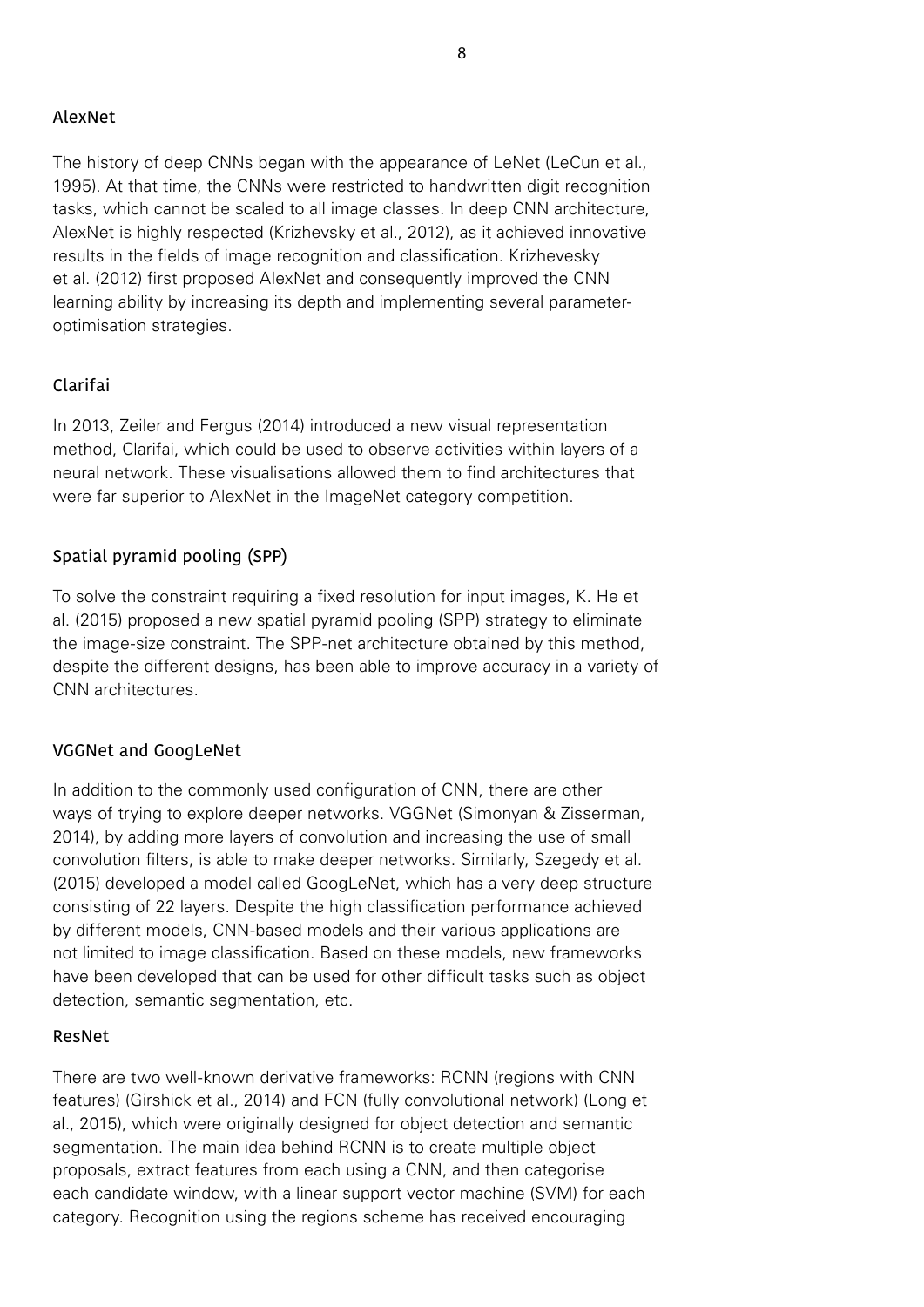### AlexNet

The history of deep CNNs began with the appearance of LeNet (LeCun et al., 1995). At that time, the CNNs were restricted to handwritten digit recognition tasks, which cannot be scaled to all image classes. In deep CNN architecture, AlexNet is highly respected (Krizhevsky et al., 2012), as it achieved innovative results in the fields of image recognition and classification. Krizhevesky et al. (2012) first proposed AlexNet and consequently improved the CNN learning ability by increasing its depth and implementing several parameter-optimisation strategies.

### Clarifai

In 2013, Zeiler and Fergus (2014) introduced a new visual representation method, Clarifai, which could be used to observe activities within layers of a neural network. These visualisations allowed them to find architectures that were far superior to AlexNet in the ImageNet category competition.

### Spatial pyramid pooling (SPP)

To solve the constraint requiring a fixed resolution for input images, K. He et al. (2015) proposed a new spatial pyramid pooling (SPP) strategy to eliminate the image-size constraint. The SPP-net architecture obtained by this method, despite the different designs, has been able to improve accuracy in a variety of CNN architectures.

### VGGNet and GoogLeNet

In addition to the commonly used configuration of CNN, there are other ways of trying to explore deeper networks. VGGNet (Simonyan & Zisserman, 2014), by adding more layers of convolution and increasing the use of small convolution filters, is able to make deeper networks. Similarly, Szegedy et al. (2015) developed a model called GoogLeNet, which has a very deep structure consisting of 22 layers. Despite the high classification performance achieved by different models, CNN-based models and their various applications are not limited to image classification. Based on these models, new frameworks have been developed that can be used for other difficult tasks such as object detection, semantic segmentation, etc.

### ResNet

There are two well-known derivative frameworks: RCNN (regions with CNN features) (Girshick et al., 2014) and FCN (fully convolutional network) (Long et al., 2015), which were originally designed for object detection and semantic segmentation. The main idea behind RCNN is to create multiple object proposals, extract features from each using a CNN, and then categorise each candidate window, with a linear support vector machine (SVM) for each category. Recognition using the regions scheme has received encouraging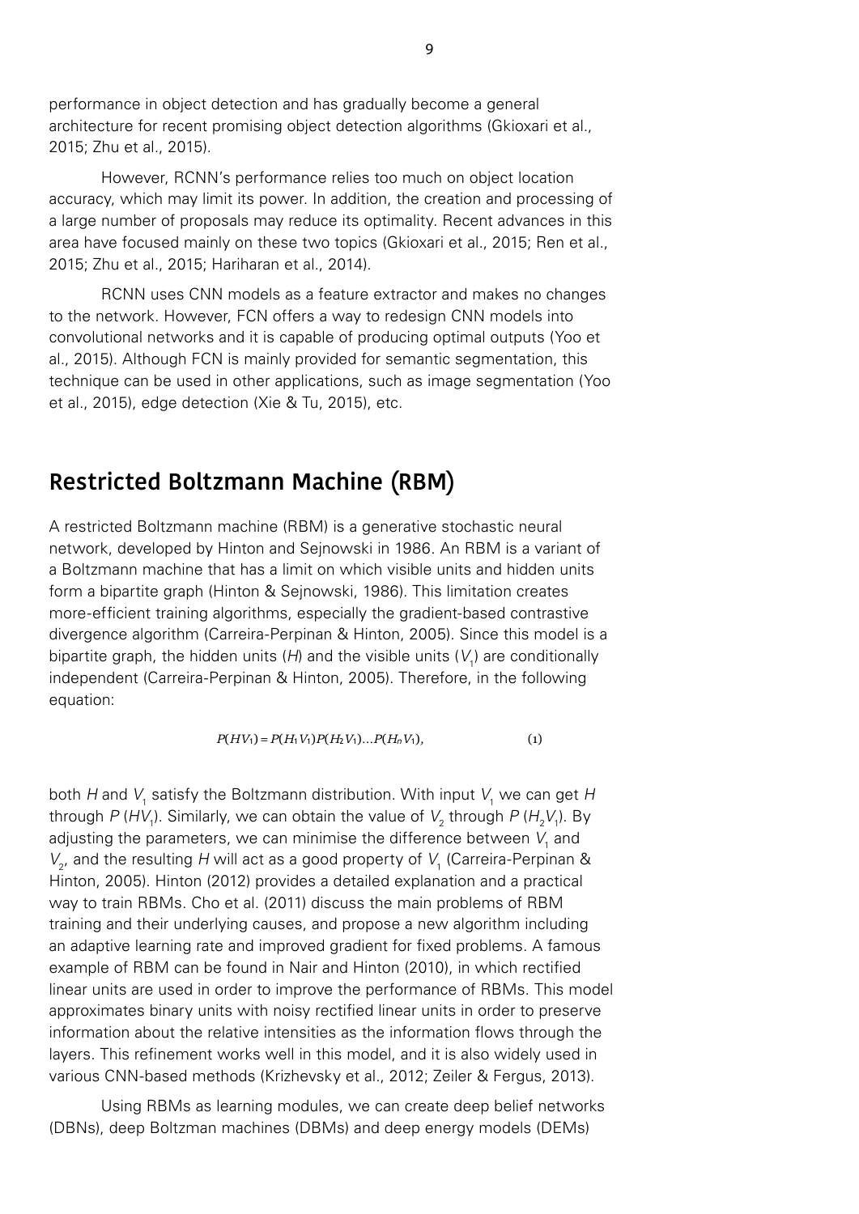performance in object detection and has gradually become a general architecture for recent promising object detection algorithms (Gkioxari et al., 2015; Zhu et al., 2015).

However, RCNN's performance relies too much on object location accuracy, which may limit its power. In addition, the creation and processing of a large number of proposals may reduce its optimality. Recent advances in this area have focused mainly on these two topics (Gkioxari et al., 2015; Ren et al., 2015; Zhu et al., 2015; Hariharan et al., 2014).

RCNN uses CNN models as a feature extractor and makes no changes to the network. However, FCN offers a way to redesign CNN models into convolutional networks and it is capable of producing optimal outputs (Yoo et al., 2015). Although FCN is mainly provided for semantic segmentation, this technique can be used in other applications, such as image segmentation (Yoo et al., 2015), edge detection (Xie & Tu, 2015), etc.

## Restricted Boltzmann Machine (RBM)

A restricted Boltzmann machine (RBM) is a generative stochastic neural network, developed by Hinton and Sejnowski in 1986. An RBM is a variant of a Boltzmann machine that has a limit on which visible units and hidden units form a bipartite graph (Hinton & Sejnowski, 1986). This limitation creates more-efficient training algorithms, especially the gradient-based contrastive divergence algorithm (Carreira-Perpinan & Hinton, 2005). Since this model is a bipartite graph, the hidden units ($H$) and the visible units ($V_1$) are conditionally independent (Carreira-Perpinan & Hinton, 2005). Therefore, in the following equation:

$$P(HV_1) = P(H_1V_1)P(H_2V_1)\ldots P(H_nV_1), \tag{1}$$

both $H$ and $V_1$ satisfy the Boltzmann distribution. With input $V_1$ we can get $H$ through $P(HV_1)$. Similarly, we can obtain the value of $V_2$ through $P(H_2V_1)$. By adjusting the parameters, we can minimise the difference between $V_1$ and $V_2$, and the resulting $H$ will act as a good property of $V_1$ (Carreira-Perpinan & Hinton, 2005). Hinton (2012) provides a detailed explanation and a practical way to train RBMs. Cho et al. (2011) discuss the main problems of RBM training and their underlying causes, and propose a new algorithm including an adaptive learning rate and improved gradient for fixed problems. A famous example of RBM can be found in Nair and Hinton (2010), in which rectified linear units are used in order to improve the performance of RBMs. This model approximates binary units with noisy rectified linear units in order to preserve information about the relative intensities as the information flows through the layers. This refinement works well in this model, and it is also widely used in various CNN-based methods (Krizhevsky et al., 2012; Zeiler & Fergus, 2013).

Using RBMs as learning modules, we can create deep belief networks (DBNs), deep Boltzman machines (DBMs) and deep energy models (DEMs)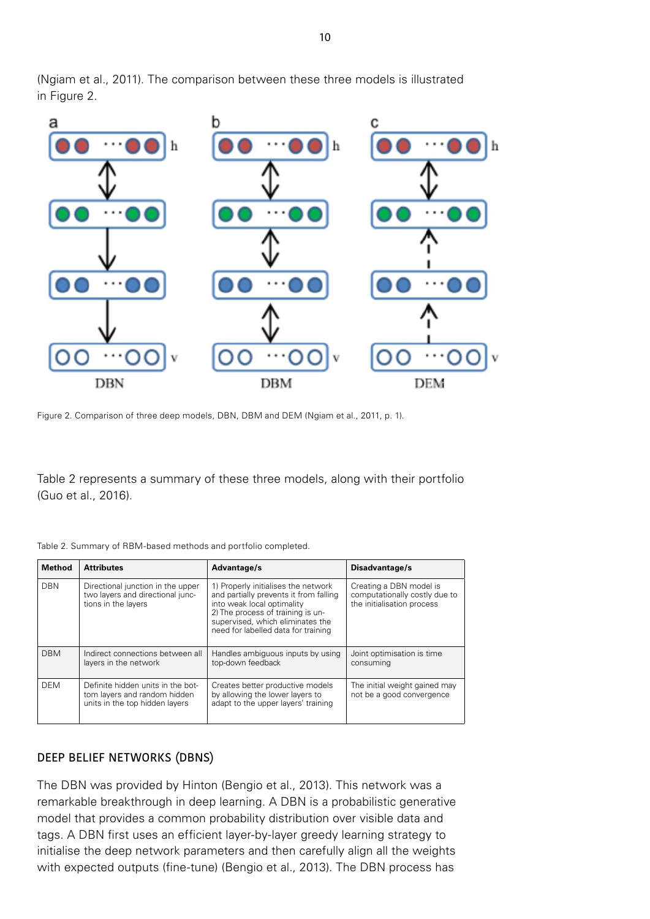(Ngiam et al., 2011). The comparison between these three models is illustrated in Figure 2.

Figure 2. Comparison of three deep models, DBN, DBM and DEM (Ngiam et al., 2011, p. 1).

Table 2 represents a summary of these three models, along with their portfolio (Guo et al., 2016).

Table 2. Summary of RBM-based methods and portfolio completed.

| Method | Attributes | Advantage/s | Disadvantage/s |
|---|---|---|---|
| DBN | Directional junction in the upper two layers and directional junctions in the layers | 1) Properly initialises the network and partially prevents it from falling into weak local optimality<br>2) The process of training is unsupervised, which eliminates the need for labelled data for training | Creating a DBN model is computationally costly due to the initialisation process |
| DBM | Indirect connections between all layers in the network | Handles ambiguous inputs by using top-down feedback | Joint optimisation is time consuming |
| DEM | Definite hidden units in the bottom layers and random hidden units in the top hidden layers | Creates better productive models by allowing the lower layers to adapt to the upper layers' training | The initial weight gained may not be a good convergence |

## DEEP BELIEF NETWORKS (DBNS)

The DBN was provided by Hinton (Bengio et al., 2013). This network was a remarkable breakthrough in deep learning. A DBN is a probabilistic generative model that provides a common probability distribution over visible data and tags. A DBN first uses an efficient layer-by-layer greedy learning strategy to initialise the deep network parameters and then carefully align all the weights with expected outputs (fine-tune) (Bengio et al., 2013). The DBN process has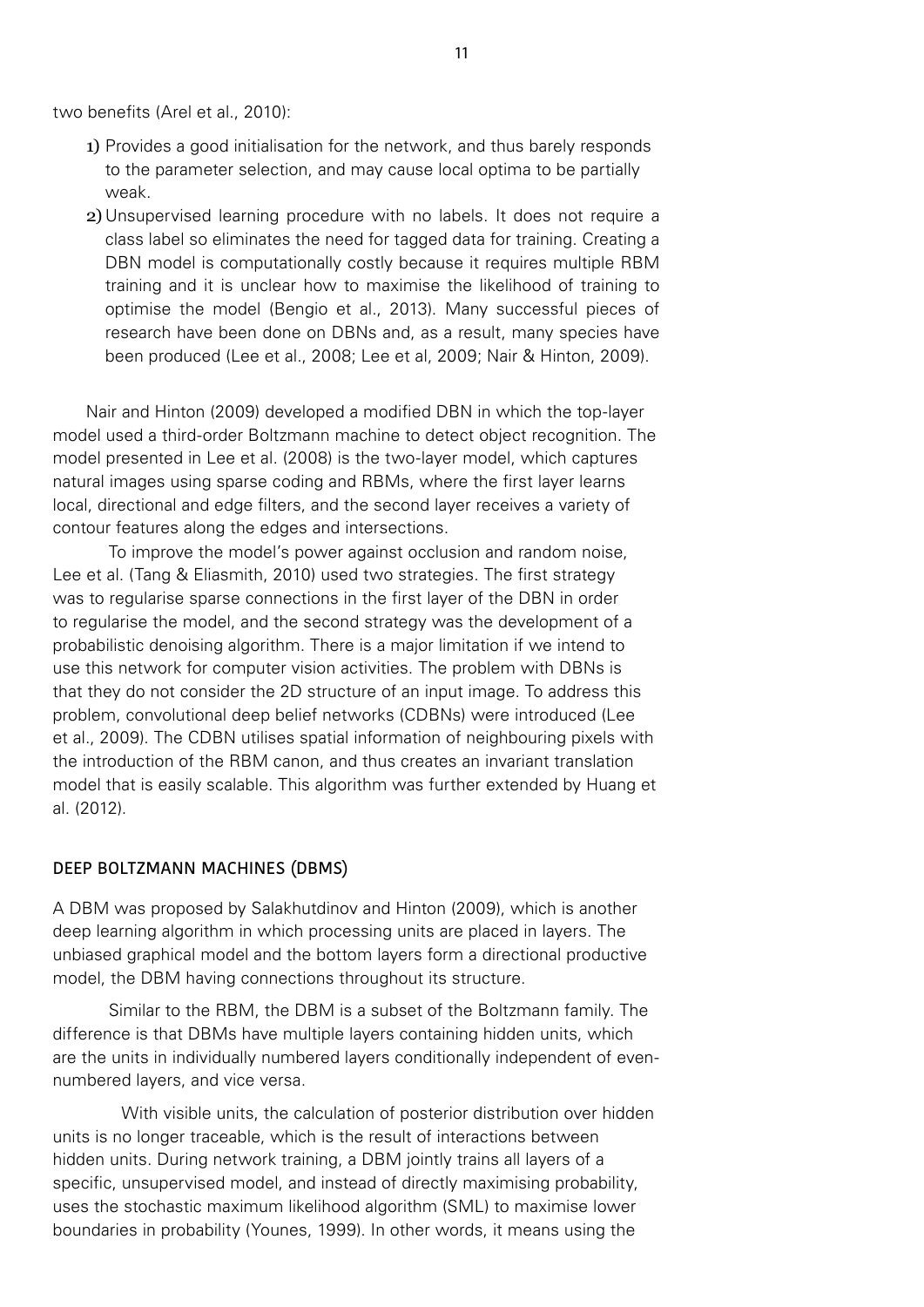two benefits (Arel et al., 2010):

1) Provides a good initialisation for the network, and thus barely responds to the parameter selection, and may cause local optima to be partially weak.
2) Unsupervised learning procedure with no labels. It does not require a class label so eliminates the need for tagged data for training. Creating a DBN model is computationally costly because it requires multiple RBM training and it is unclear how to maximise the likelihood of training to optimise the model (Bengio et al., 2013). Many successful pieces of research have been done on DBNs and, as a result, many species have been produced (Lee et al., 2008; Lee et al, 2009; Nair & Hinton, 2009).

Nair and Hinton (2009) developed a modified DBN in which the top-layer model used a third-order Boltzmann machine to detect object recognition. The model presented in Lee et al. (2008) is the two-layer model, which captures natural images using sparse coding and RBMs, where the first layer learns local, directional and edge filters, and the second layer receives a variety of contour features along the edges and intersections.

To improve the model's power against occlusion and random noise, Lee et al. (Tang & Eliasmith, 2010) used two strategies. The first strategy was to regularise sparse connections in the first layer of the DBN in order to regularise the model, and the second strategy was the development of a probabilistic denoising algorithm. There is a major limitation if we intend to use this network for computer vision activities. The problem with DBNs is that they do not consider the 2D structure of an input image. To address this problem, convolutional deep belief networks (CDBNs) were introduced (Lee et al., 2009). The CDBN utilises spatial information of neighbouring pixels with the introduction of the RBM canon, and thus creates an invariant translation model that is easily scalable. This algorithm was further extended by Huang et al. (2012).

### DEEP BOLTZMANN MACHINES (DBMS)

A DBM was proposed by Salakhutdinov and Hinton (2009), which is another deep learning algorithm in which processing units are placed in layers. The unbiased graphical model and the bottom layers form a directional productive model, the DBM having connections throughout its structure.

Similar to the RBM, the DBM is a subset of the Boltzmann family. The difference is that DBMs have multiple layers containing hidden units, which are the units in individually numbered layers conditionally independent of even-numbered layers, and vice versa.

With visible units, the calculation of posterior distribution over hidden units is no longer traceable, which is the result of interactions between hidden units. During network training, a DBM jointly trains all layers of a specific, unsupervised model, and instead of directly maximising probability, uses the stochastic maximum likelihood algorithm (SML) to maximise lower boundaries in probability (Younes, 1999). In other words, it means using the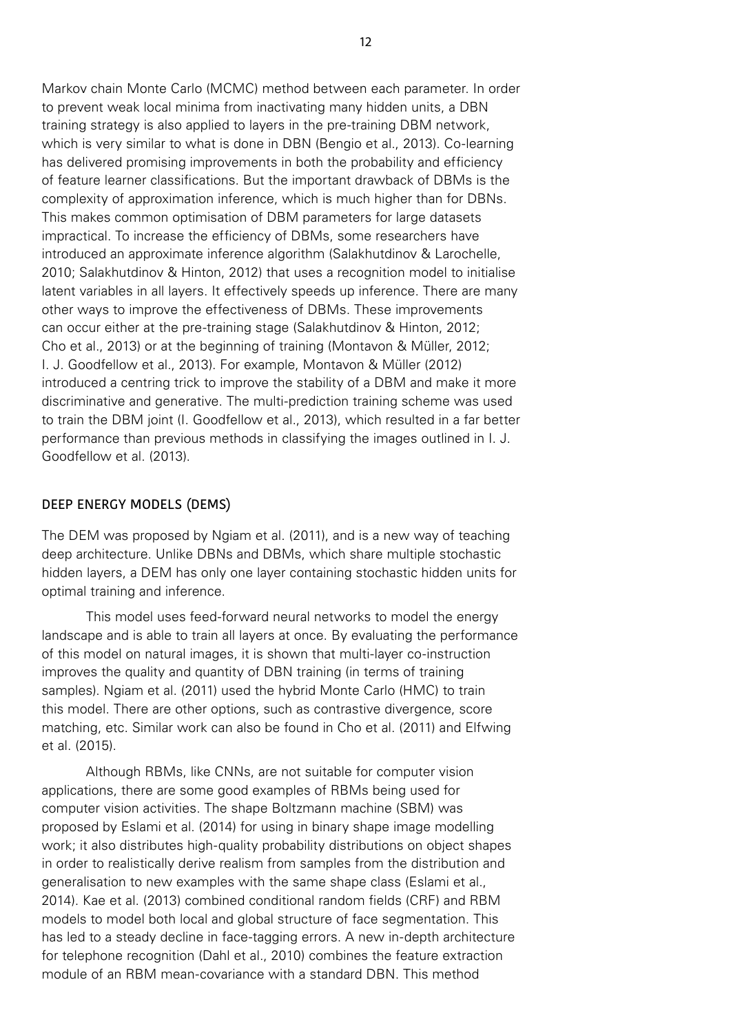Markov chain Monte Carlo (MCMC) method between each parameter. In order to prevent weak local minima from inactivating many hidden units, a DBN training strategy is also applied to layers in the pre-training DBM network, which is very similar to what is done in DBN (Bengio et al., 2013). Co-learning has delivered promising improvements in both the probability and efficiency of feature learner classifications. But the important drawback of DBMs is the complexity of approximation inference, which is much higher than for DBNs. This makes common optimisation of DBM parameters for large datasets impractical. To increase the efficiency of DBMs, some researchers have introduced an approximate inference algorithm (Salakhutdinov & Larochelle, 2010; Salakhutdinov & Hinton, 2012) that uses a recognition model to initialise latent variables in all layers. It effectively speeds up inference. There are many other ways to improve the effectiveness of DBMs. These improvements can occur either at the pre-training stage (Salakhutdinov & Hinton, 2012; Cho et al., 2013) or at the beginning of training (Montavon & Müller, 2012; I. J. Goodfellow et al., 2013). For example, Montavon & Müller (2012) introduced a centring trick to improve the stability of a DBM and make it more discriminative and generative. The multi-prediction training scheme was used to train the DBM joint (I. Goodfellow et al., 2013), which resulted in a far better performance than previous methods in classifying the images outlined in I. J. Goodfellow et al. (2013).

## DEEP ENERGY MODELS (DEMS)

The DEM was proposed by Ngiam et al. (2011), and is a new way of teaching deep architecture. Unlike DBNs and DBMs, which share multiple stochastic hidden layers, a DEM has only one layer containing stochastic hidden units for optimal training and inference.

This model uses feed-forward neural networks to model the energy landscape and is able to train all layers at once. By evaluating the performance of this model on natural images, it is shown that multi-layer co-instruction improves the quality and quantity of DBN training (in terms of training samples). Ngiam et al. (2011) used the hybrid Monte Carlo (HMC) to train this model. There are other options, such as contrastive divergence, score matching, etc. Similar work can also be found in Cho et al. (2011) and Elfwing et al. (2015).

Although RBMs, like CNNs, are not suitable for computer vision applications, there are some good examples of RBMs being used for computer vision activities. The shape Boltzmann machine (SBM) was proposed by Eslami et al. (2014) for using in binary shape image modelling work; it also distributes high-quality probability distributions on object shapes in order to realistically derive realism from samples from the distribution and generalisation to new examples with the same shape class (Eslami et al., 2014). Kae et al. (2013) combined conditional random fields (CRF) and RBM models to model both local and global structure of face segmentation. This has led to a steady decline in face-tagging errors. A new in-depth architecture for telephone recognition (Dahl et al., 2010) combines the feature extraction module of an RBM mean-covariance with a standard DBN. This method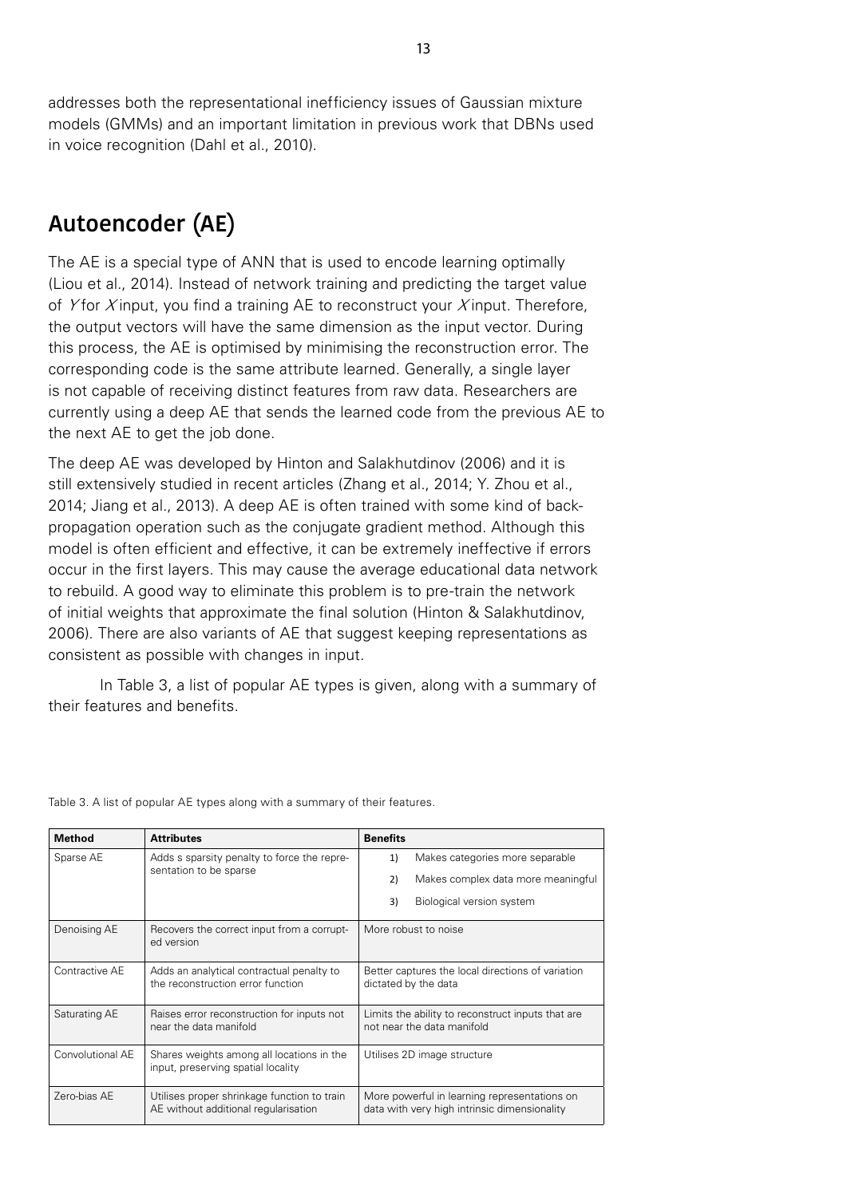addresses both the representational inefficiency issues of Gaussian mixture models (GMMs) and an important limitation in previous work that DBNs used in voice recognition (Dahl et al., 2010).

## Autoencoder (AE)

The AE is a special type of ANN that is used to encode learning optimally (Liou et al., 2014). Instead of network training and predicting the target value of $Y$ for $X$ input, you find a training AE to reconstruct your $X$ input. Therefore, the output vectors will have the same dimension as the input vector. During this process, the AE is optimised by minimising the reconstruction error. The corresponding code is the same attribute learned. Generally, a single layer is not capable of receiving distinct features from raw data. Researchers are currently using a deep AE that sends the learned code from the previous AE to the next AE to get the job done.

The deep AE was developed by Hinton and Salakhutdinov (2006) and it is still extensively studied in recent articles (Zhang et al., 2014; Y. Zhou et al., 2014; Jiang et al., 2013). A deep AE is often trained with some kind of back-propagation operation such as the conjugate gradient method. Although this model is often efficient and effective, it can be extremely ineffective if errors occur in the first layers. This may cause the average educational data network to rebuild. A good way to eliminate this problem is to pre-train the network of initial weights that approximate the final solution (Hinton & Salakhutdinov, 2006). There are also variants of AE that suggest keeping representations as consistent as possible with changes in input.

In Table 3, a list of popular AE types is given, along with a summary of their features and benefits.

Table 3. A list of popular AE types along with a summary of their features.

| Method | Attributes | Benefits |
|---|---|---|
| Sparse AE | Adds s sparsity penalty to force the representation to be sparse | 1) Makes categories more separable<br>2) Makes complex data more meaningful<br>3) Biological version system |
| Denoising AE | Recovers the correct input from a corrupted version | More robust to noise |
| Contractive AE | Adds an analytical contractual penalty to the reconstruction error function | Better captures the local directions of variation dictated by the data |
| Saturating AE | Raises error reconstruction for inputs not near the data manifold | Limits the ability to reconstruct inputs that are not near the data manifold |
| Convolutional AE | Shares weights among all locations in the input, preserving spatial locality | Utilises 2D image structure |
| Zero-bias AE | Utilises proper shrinkage function to train AE without additional regularisation | More powerful in learning representations on data with very high intrinsic dimensionality |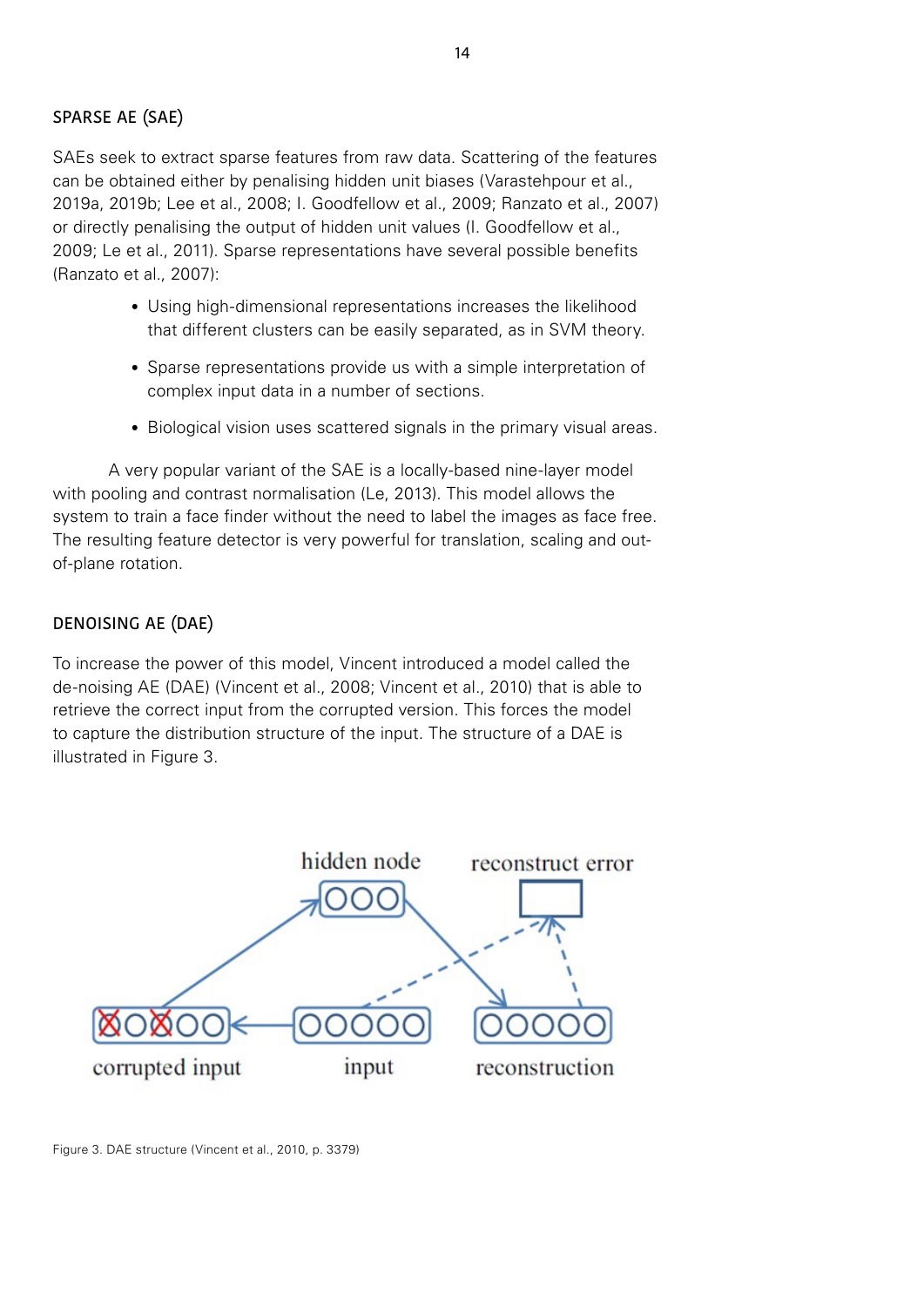### SPARSE AE (SAE)

SAEs seek to extract sparse features from raw data. Scattering of the features can be obtained either by penalising hidden unit biases (Varastehpour et al., 2019a, 2019b; Lee et al., 2008; I. Goodfellow et al., 2009; Ranzato et al., 2007) or directly penalising the output of hidden unit values (I. Goodfellow et al., 2009; Le et al., 2011). Sparse representations have several possible benefits (Ranzato et al., 2007):

- Using high-dimensional representations increases the likelihood that different clusters can be easily separated, as in SVM theory.
- Sparse representations provide us with a simple interpretation of complex input data in a number of sections.
- Biological vision uses scattered signals in the primary visual areas.

A very popular variant of the SAE is a locally-based nine-layer model with pooling and contrast normalisation (Le, 2013). This model allows the system to train a face finder without the need to label the images as face free. The resulting feature detector is very powerful for translation, scaling and out-of-plane rotation.

### DENOISING AE (DAE)

To increase the power of this model, Vincent introduced a model called the de-noising AE (DAE) (Vincent et al., 2008; Vincent et al., 2010) that is able to retrieve the correct input from the corrupted version. This forces the model to capture the distribution structure of the input. The structure of a DAE is illustrated in Figure 3.

Figure 3. DAE structure (Vincent et al., 2010, p. 3379)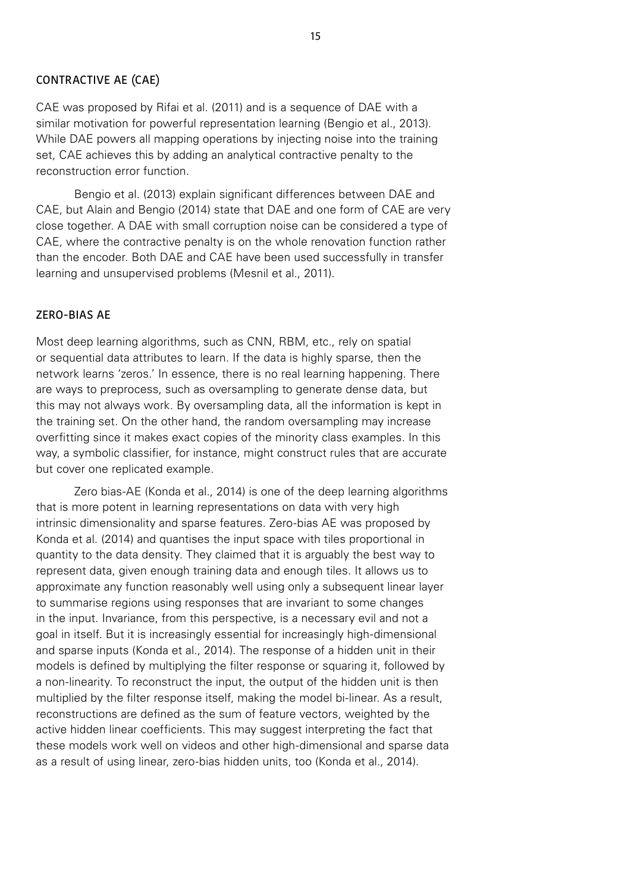### CONTRACTIVE AE (CAE)

CAE was proposed by Rifai et al. (2011) and is a sequence of DAE with a similar motivation for powerful representation learning (Bengio et al., 2013). While DAE powers all mapping operations by injecting noise into the training set, CAE achieves this by adding an analytical contractive penalty to the reconstruction error function.

Bengio et al. (2013) explain significant differences between DAE and CAE, but Alain and Bengio (2014) state that DAE and one form of CAE are very close together. A DAE with small corruption noise can be considered a type of CAE, where the contractive penalty is on the whole renovation function rather than the encoder. Both DAE and CAE have been used successfully in transfer learning and unsupervised problems (Mesnil et al., 2011).

### ZERO-BIAS AE

Most deep learning algorithms, such as CNN, RBM, etc., rely on spatial or sequential data attributes to learn. If the data is highly sparse, then the network learns 'zeros.' In essence, there is no real learning happening. There are ways to preprocess, such as oversampling to generate dense data, but this may not always work. By oversampling data, all the information is kept in the training set. On the other hand, the random oversampling may increase overfitting since it makes exact copies of the minority class examples. In this way, a symbolic classifier, for instance, might construct rules that are accurate but cover one replicated example.

Zero bias-AE (Konda et al., 2014) is one of the deep learning algorithms that is more potent in learning representations on data with very high intrinsic dimensionality and sparse features. Zero-bias AE was proposed by Konda et al. (2014) and quantises the input space with tiles proportional in quantity to the data density. They claimed that it is arguably the best way to represent data, given enough training data and enough tiles. It allows us to approximate any function reasonably well using only a subsequent linear layer to summarise regions using responses that are invariant to some changes in the input. Invariance, from this perspective, is a necessary evil and not a goal in itself. But it is increasingly essential for increasingly high-dimensional and sparse inputs (Konda et al., 2014). The response of a hidden unit in their models is defined by multiplying the filter response or squaring it, followed by a non-linearity. To reconstruct the input, the output of the hidden unit is then multiplied by the filter response itself, making the model bi-linear. As a result, reconstructions are defined as the sum of feature vectors, weighted by the active hidden linear coefficients. This may suggest interpreting the fact that these models work well on videos and other high-dimensional and sparse data as a result of using linear, zero-bias hidden units, too (Konda et al., 2014).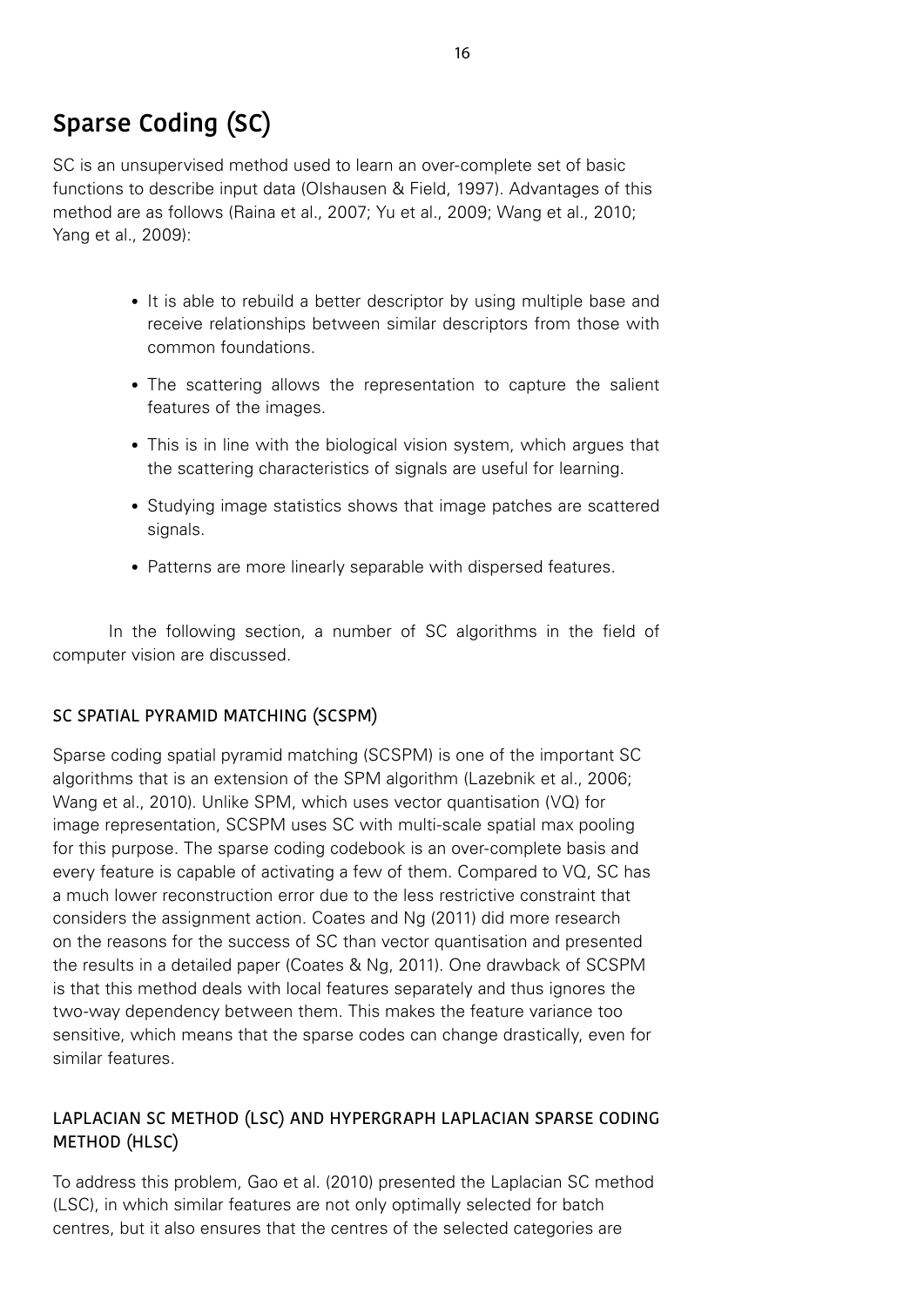## Sparse Coding (SC)

SC is an unsupervised method used to learn an over-complete set of basic functions to describe input data (Olshausen & Field, 1997). Advantages of this method are as follows (Raina et al., 2007; Yu et al., 2009; Wang et al., 2010; Yang et al., 2009):

- It is able to rebuild a better descriptor by using multiple base and receive relationships between similar descriptors from those with common foundations.
- The scattering allows the representation to capture the salient features of the images.
- This is in line with the biological vision system, which argues that the scattering characteristics of signals are useful for learning.
- Studying image statistics shows that image patches are scattered signals.
- Patterns are more linearly separable with dispersed features.

In the following section, a number of SC algorithms in the field of computer vision are discussed.

### SC SPATIAL PYRAMID MATCHING (SCSPM)

Sparse coding spatial pyramid matching (SCSPM) is one of the important SC algorithms that is an extension of the SPM algorithm (Lazebnik et al., 2006; Wang et al., 2010). Unlike SPM, which uses vector quantisation (VQ) for image representation, SCSPM uses SC with multi-scale spatial max pooling for this purpose. The sparse coding codebook is an over-complete basis and every feature is capable of activating a few of them. Compared to VQ, SC has a much lower reconstruction error due to the less restrictive constraint that considers the assignment action. Coates and Ng (2011) did more research on the reasons for the success of SC than vector quantisation and presented the results in a detailed paper (Coates & Ng, 2011). One drawback of SCSPM is that this method deals with local features separately and thus ignores the two-way dependency between them. This makes the feature variance too sensitive, which means that the sparse codes can change drastically, even for similar features.

### LAPLACIAN SC METHOD (LSC) AND HYPERGRAPH LAPLACIAN SPARSE CODING METHOD (HLSC)

To address this problem, Gao et al. (2010) presented the Laplacian SC method (LSC), in which similar features are not only optimally selected for batch centres, but it also ensures that the centres of the selected categories are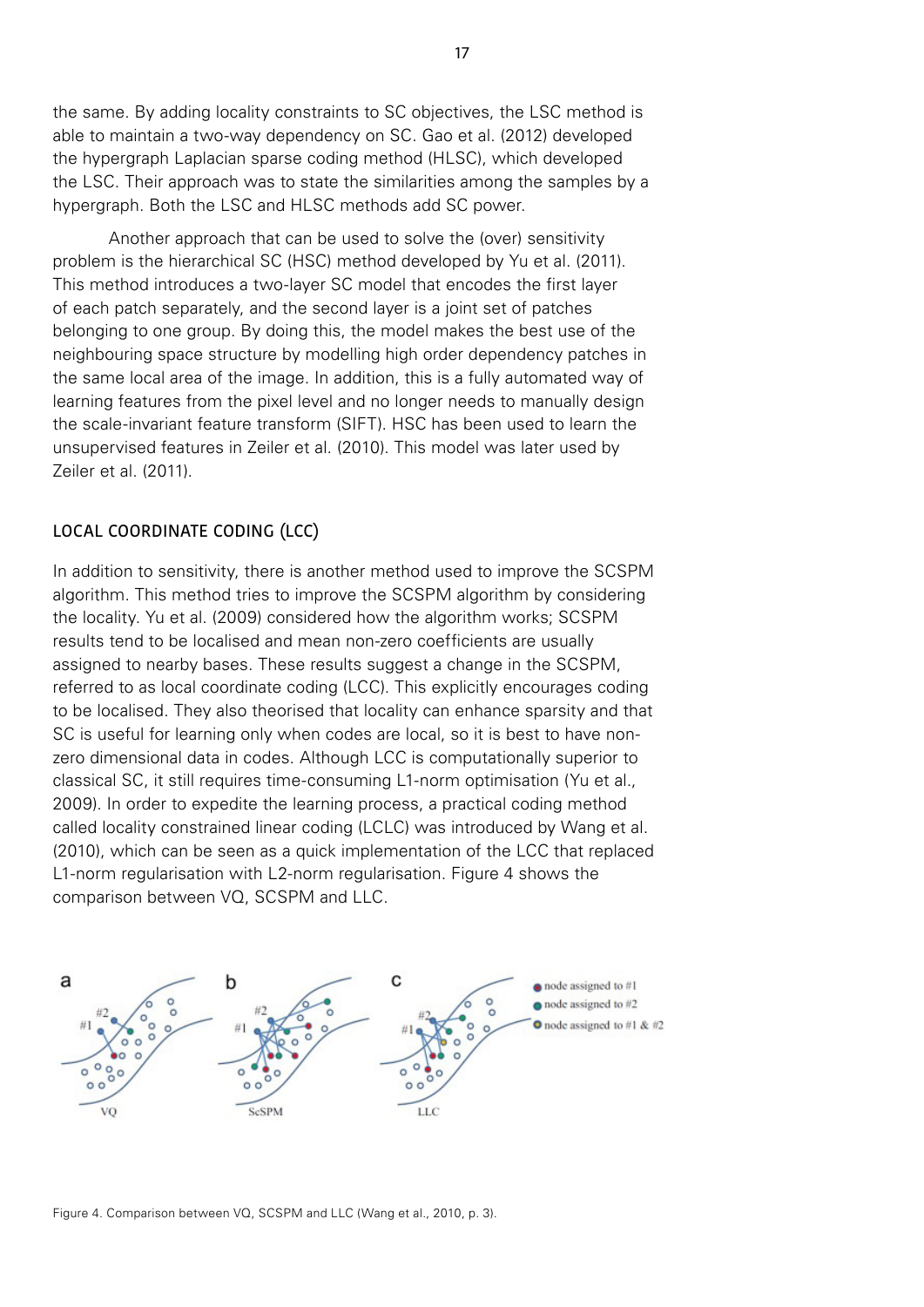the same. By adding locality constraints to SC objectives, the LSC method is able to maintain a two-way dependency on SC. Gao et al. (2012) developed the hypergraph Laplacian sparse coding method (HLSC), which developed the LSC. Their approach was to state the similarities among the samples by a hypergraph. Both the LSC and HLSC methods add SC power.

Another approach that can be used to solve the (over) sensitivity problem is the hierarchical SC (HSC) method developed by Yu et al. (2011). This method introduces a two-layer SC model that encodes the first layer of each patch separately, and the second layer is a joint set of patches belonging to one group. By doing this, the model makes the best use of the neighbouring space structure by modelling high order dependency patches in the same local area of the image. In addition, this is a fully automated way of learning features from the pixel level and no longer needs to manually design the scale-invariant feature transform (SIFT). HSC has been used to learn the unsupervised features in Zeiler et al. (2010). This model was later used by Zeiler et al. (2011).

## LOCAL COORDINATE CODING (LCC)

In addition to sensitivity, there is another method used to improve the SCSPM algorithm. This method tries to improve the SCSPM algorithm by considering the locality. Yu et al. (2009) considered how the algorithm works; SCSPM results tend to be localised and mean non-zero coefficients are usually assigned to nearby bases. These results suggest a change in the SCSPM, referred to as local coordinate coding (LCC). This explicitly encourages coding to be localised. They also theorised that locality can enhance sparsity and that SC is useful for learning only when codes are local, so it is best to have non-zero dimensional data in codes. Although LCC is computationally superior to classical SC, it still requires time-consuming L1-norm optimisation (Yu et al., 2009). In order to expedite the learning process, a practical coding method called locality constrained linear coding (LCLC) was introduced by Wang et al. (2010), which can be seen as a quick implementation of the LCC that replaced L1-norm regularisation with L2-norm regularisation. Figure 4 shows the comparison between VQ, SCSPM and LLC.

Figure 4. Comparison between VQ, SCSPM and LLC (Wang et al., 2010, p. 3).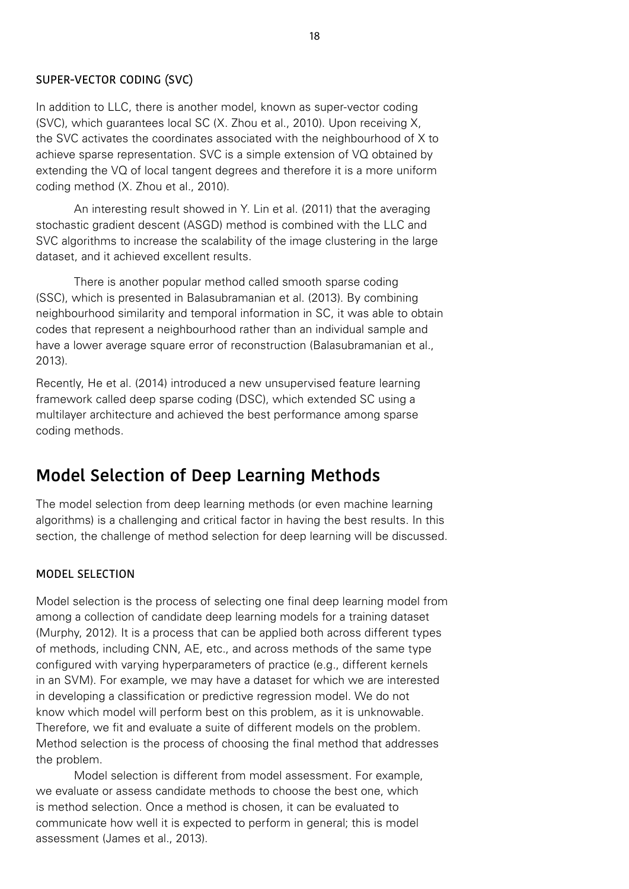### SUPER-VECTOR CODING (SVC)

In addition to LLC, there is another model, known as super-vector coding (SVC), which guarantees local SC (X. Zhou et al., 2010). Upon receiving X, the SVC activates the coordinates associated with the neighbourhood of X to achieve sparse representation. SVC is a simple extension of VQ obtained by extending the VQ of local tangent degrees and therefore it is a more uniform coding method (X. Zhou et al., 2010).

An interesting result showed in Y. Lin et al. (2011) that the averaging stochastic gradient descent (ASGD) method is combined with the LLC and SVC algorithms to increase the scalability of the image clustering in the large dataset, and it achieved excellent results.

There is another popular method called smooth sparse coding (SSC), which is presented in Balasubramanian et al. (2013). By combining neighbourhood similarity and temporal information in SC, it was able to obtain codes that represent a neighbourhood rather than an individual sample and have a lower average square error of reconstruction (Balasubramanian et al., 2013).

Recently, He et al. (2014) introduced a new unsupervised feature learning framework called deep sparse coding (DSC), which extended SC using a multilayer architecture and achieved the best performance among sparse coding methods.

## Model Selection of Deep Learning Methods

The model selection from deep learning methods (or even machine learning algorithms) is a challenging and critical factor in having the best results. In this section, the challenge of method selection for deep learning will be discussed.

### MODEL SELECTION

Model selection is the process of selecting one final deep learning model from among a collection of candidate deep learning models for a training dataset (Murphy, 2012). It is a process that can be applied both across different types of methods, including CNN, AE, etc., and across methods of the same type configured with varying hyperparameters of practice (e.g., different kernels in an SVM). For example, we may have a dataset for which we are interested in developing a classification or predictive regression model. We do not know which model will perform best on this problem, as it is unknowable. Therefore, we fit and evaluate a suite of different models on the problem. Method selection is the process of choosing the final method that addresses the problem.

Model selection is different from model assessment. For example, we evaluate or assess candidate methods to choose the best one, which is method selection. Once a method is chosen, it can be evaluated to communicate how well it is expected to perform in general; this is model assessment (James et al., 2013).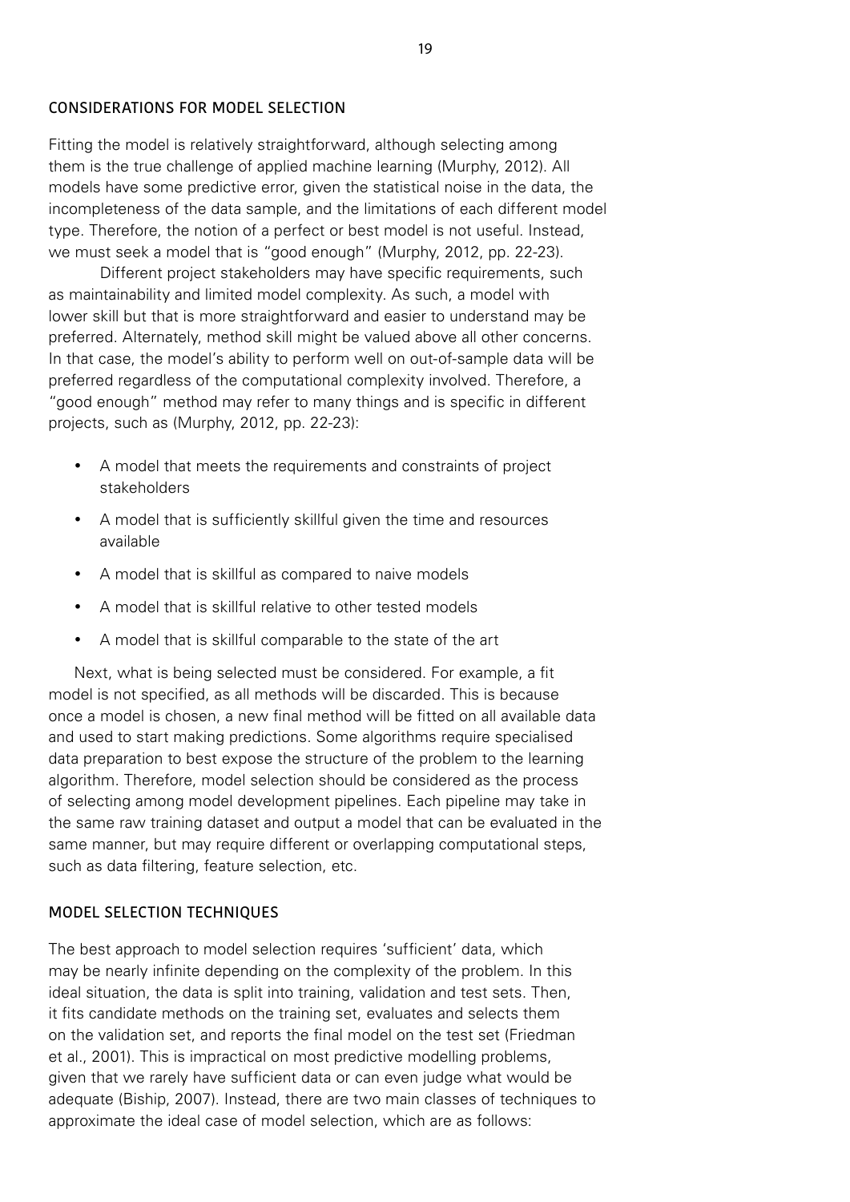## CONSIDERATIONS FOR MODEL SELECTION

Fitting the model is relatively straightforward, although selecting among them is the true challenge of applied machine learning (Murphy, 2012). All models have some predictive error, given the statistical noise in the data, the incompleteness of the data sample, and the limitations of each different model type. Therefore, the notion of a perfect or best model is not useful. Instead, we must seek a model that is "good enough" (Murphy, 2012, pp. 22-23).

Different project stakeholders may have specific requirements, such as maintainability and limited model complexity. As such, a model with lower skill but that is more straightforward and easier to understand may be preferred. Alternately, method skill might be valued above all other concerns. In that case, the model's ability to perform well on out-of-sample data will be preferred regardless of the computational complexity involved. Therefore, a "good enough" method may refer to many things and is specific in different projects, such as (Murphy, 2012, pp. 22-23):

- A model that meets the requirements and constraints of project stakeholders
- A model that is sufficiently skillful given the time and resources available
- A model that is skillful as compared to naive models
- A model that is skillful relative to other tested models
- A model that is skillful comparable to the state of the art

Next, what is being selected must be considered. For example, a fit model is not specified, as all methods will be discarded. This is because once a model is chosen, a new final method will be fitted on all available data and used to start making predictions. Some algorithms require specialised data preparation to best expose the structure of the problem to the learning algorithm. Therefore, model selection should be considered as the process of selecting among model development pipelines. Each pipeline may take in the same raw training dataset and output a model that can be evaluated in the same manner, but may require different or overlapping computational steps, such as data filtering, feature selection, etc.

## MODEL SELECTION TECHNIQUES

The best approach to model selection requires 'sufficient' data, which may be nearly infinite depending on the complexity of the problem. In this ideal situation, the data is split into training, validation and test sets. Then, it fits candidate methods on the training set, evaluates and selects them on the validation set, and reports the final model on the test set (Friedman et al., 2001). This is impractical on most predictive modelling problems, given that we rarely have sufficient data or can even judge what would be adequate (Bishop, 2007). Instead, there are two main classes of techniques to approximate the ideal case of model selection, which are as follows: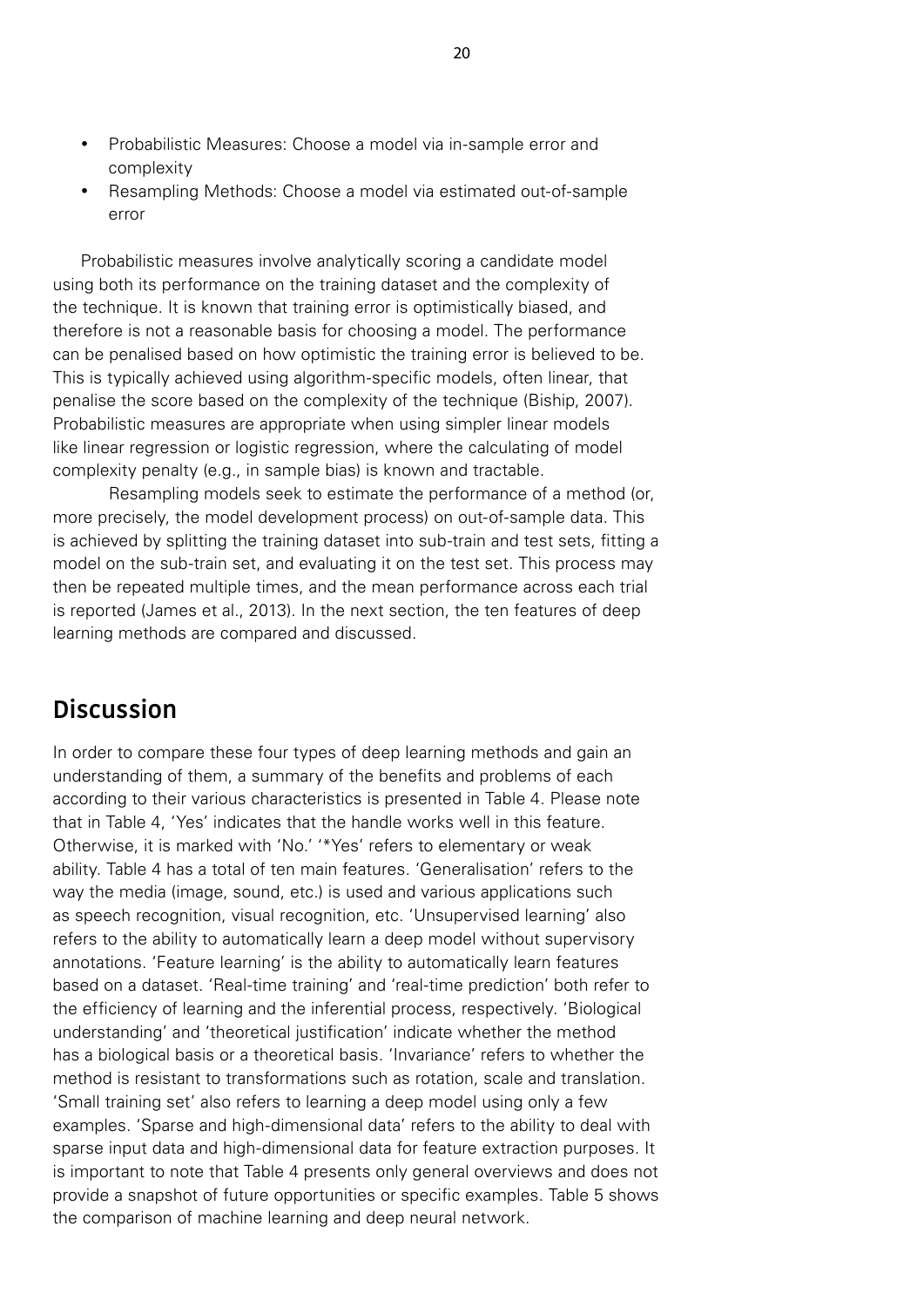- Probabilistic Measures: Choose a model via in-sample error and complexity
- Resampling Methods: Choose a model via estimated out-of-sample error

Probabilistic measures involve analytically scoring a candidate model using both its performance on the training dataset and the complexity of the technique. It is known that training error is optimistically biased, and therefore is not a reasonable basis for choosing a model. The performance can be penalised based on how optimistic the training error is believed to be. This is typically achieved using algorithm-specific models, often linear, that penalise the score based on the complexity of the technique (Biship, 2007). Probabilistic measures are appropriate when using simpler linear models like linear regression or logistic regression, where the calculating of model complexity penalty (e.g., in sample bias) is known and tractable.

Resampling models seek to estimate the performance of a method (or, more precisely, the model development process) on out-of-sample data. This is achieved by splitting the training dataset into sub-train and test sets, fitting a model on the sub-train set, and evaluating it on the test set. This process may then be repeated multiple times, and the mean performance across each trial is reported (James et al., 2013). In the next section, the ten features of deep learning methods are compared and discussed.

## Discussion

In order to compare these four types of deep learning methods and gain an understanding of them, a summary of the benefits and problems of each according to their various characteristics is presented in Table 4. Please note that in Table 4, 'Yes' indicates that the handle works well in this feature. Otherwise, it is marked with 'No.' '*Yes' refers to elementary or weak ability. Table 4 has a total of ten main features. 'Generalisation' refers to the way the media (image, sound, etc.) is used and various applications such as speech recognition, visual recognition, etc. 'Unsupervised learning' also refers to the ability to automatically learn a deep model without supervisory annotations. 'Feature learning' is the ability to automatically learn features based on a dataset. 'Real-time training' and 'real-time prediction' both refer to the efficiency of learning and the inferential process, respectively. 'Biological understanding' and 'theoretical justification' indicate whether the method has a biological basis or a theoretical basis. 'Invariance' refers to whether the method is resistant to transformations such as rotation, scale and translation. 'Small training set' also refers to learning a deep model using only a few examples. 'Sparse and high-dimensional data' refers to the ability to deal with sparse input data and high-dimensional data for feature extraction purposes. It is important to note that Table 4 presents only general overviews and does not provide a snapshot of future opportunities or specific examples. Table 5 shows the comparison of machine learning and deep neural network.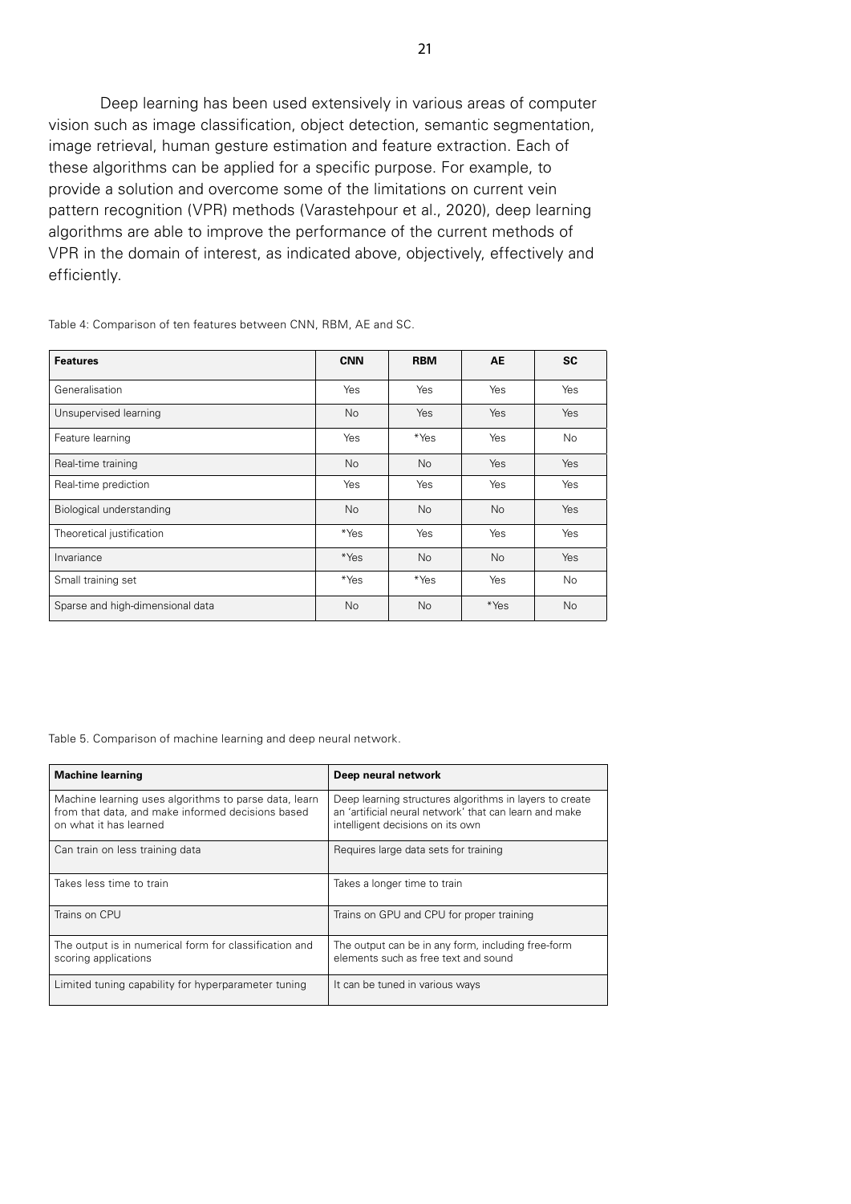Deep learning has been used extensively in various areas of computer vision such as image classification, object detection, semantic segmentation, image retrieval, human gesture estimation and feature extraction. Each of these algorithms can be applied for a specific purpose. For example, to provide a solution and overcome some of the limitations on current vein pattern recognition (VPR) methods (Varastehpour et al., 2020), deep learning algorithms are able to improve the performance of the current methods of VPR in the domain of interest, as indicated above, objectively, effectively and efficiently.

Table 4: Comparison of ten features between CNN, RBM, AE and SC.

| **Features** | **CNN** | **RBM** | **AE** | **SC** |
| --- | --- | --- | --- | --- |
| Generalisation | Yes | Yes | Yes | Yes |
| Unsupervised learning | No | Yes | Yes | Yes |
| Feature learning | Yes | *Yes | Yes | No |
| Real-time training | No | No | Yes | Yes |
| Real-time prediction | Yes | Yes | Yes | Yes |
| Biological understanding | No | No | No | Yes |
| Theoretical justification | *Yes | Yes | Yes | Yes |
| Invariance | *Yes | No | No | Yes |
| Small training set | *Yes | *Yes | Yes | No |
| Sparse and high-dimensional data | No | No | *Yes | No |

Table 5. Comparison of machine learning and deep neural network.

| **Machine learning** | **Deep neural network** |
| --- | --- |
| Machine learning uses algorithms to parse data, learn from that data, and make informed decisions based on what it has learned | Deep learning structures algorithms in layers to create an 'artificial neural network' that can learn and make intelligent decisions on its own |
| Can train on less training data | Requires large data sets for training |
| Takes less time to train | Takes a longer time to train |
| Trains on CPU | Trains on GPU and CPU for proper training |
| The output is in numerical form for classification and scoring applications | The output can be in any form, including free-form elements such as free text and sound |
| Limited tuning capability for hyperparameter tuning | It can be tuned in various ways |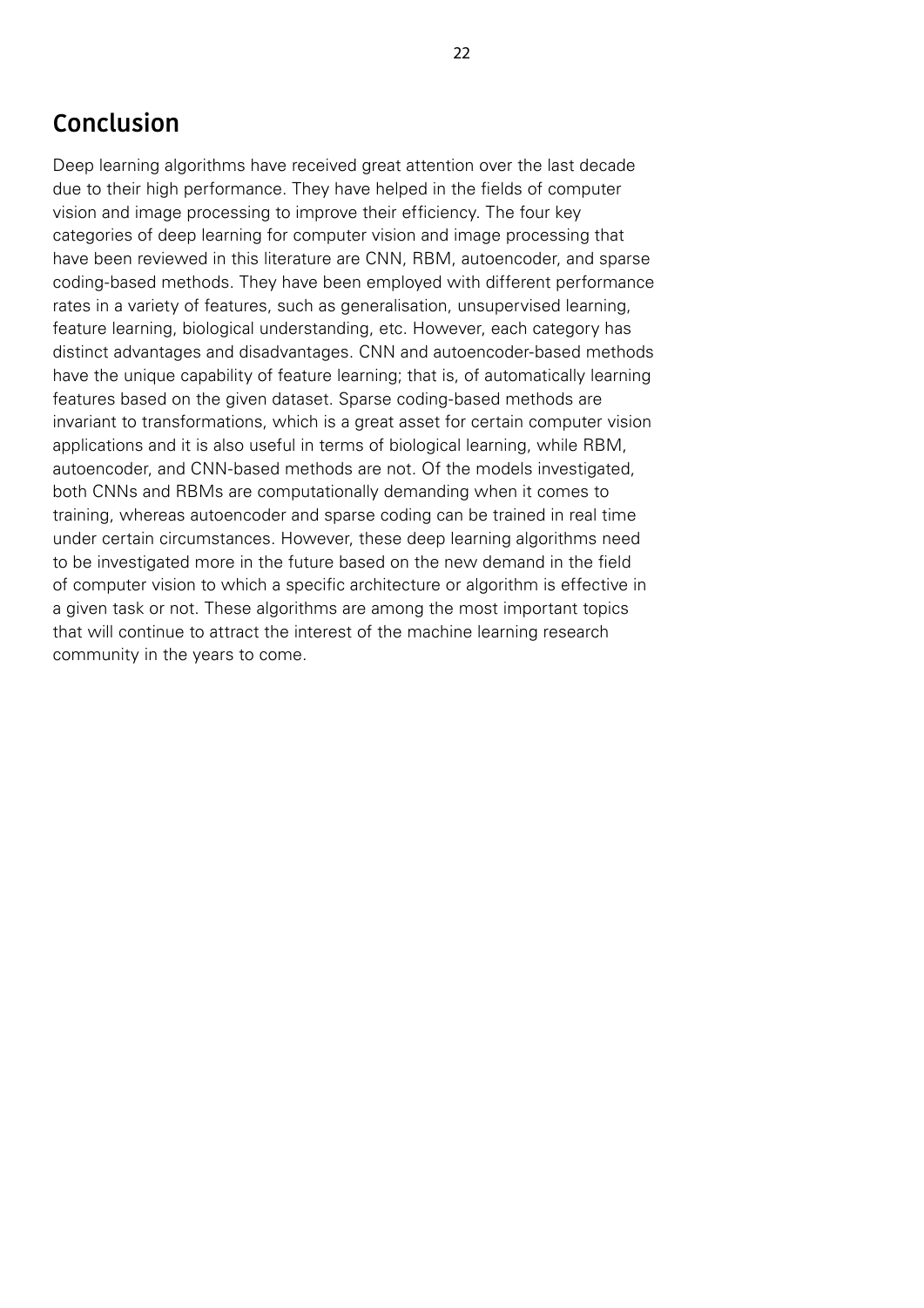# Conclusion

Deep learning algorithms have received great attention over the last decade due to their high performance. They have helped in the fields of computer vision and image processing to improve their efficiency. The four key categories of deep learning for computer vision and image processing that have been reviewed in this literature are CNN, RBM, autoencoder, and sparse coding-based methods. They have been employed with different performance rates in a variety of features, such as generalisation, unsupervised learning, feature learning, biological understanding, etc. However, each category has distinct advantages and disadvantages. CNN and autoencoder-based methods have the unique capability of feature learning; that is, of automatically learning features based on the given dataset. Sparse coding-based methods are invariant to transformations, which is a great asset for certain computer vision applications and it is also useful in terms of biological learning, while RBM, autoencoder, and CNN-based methods are not. Of the models investigated, both CNNs and RBMs are computationally demanding when it comes to training, whereas autoencoder and sparse coding can be trained in real time under certain circumstances. However, these deep learning algorithms need to be investigated more in the future based on the new demand in the field of computer vision to which a specific architecture or algorithm is effective in a given task or not. These algorithms are among the most important topics that will continue to attract the interest of the machine learning research community in the years to come.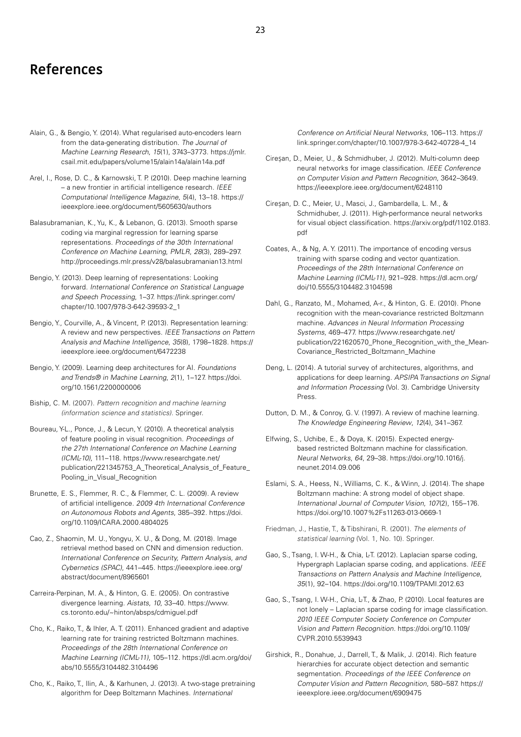# References

Alain, G., & Bengio, Y. (2014). What regularised auto-encoders learn from the data-generating distribution. *The Journal of Machine Learning Research*, *15*(1), 3743–3773. https://jmlr.csail.mit.edu/papers/volume15/alain14a/alain14a.pdf

Arel, I., Rose, D. C., & Karnowski, T. P. (2010). Deep machine learning – a new frontier in artificial intelligence research. *IEEE Computational Intelligence Magazine*, *5*(4), 13–18. https://ieeexplore.ieee.org/document/5605630/authors

Balasubramanian, K., Yu, K., & Lebanon, G. (2013). Smooth sparse coding via marginal regression for learning sparse representations. *Proceedings of the 30th International Conference on Machine Learning*, *PMLR*, *28*(3), 289–297. http://proceedings.mlr.press/v28/balasubramanian13.html

Bengio, Y. (2013). Deep learning of representations: Looking forward. *International Conference on Statistical Language and Speech Processing*, 1–37. https://link.springer.com/chapter/10.1007/978-3-642-39593-2_1

Bengio, Y., Courville, A., & Vincent, P. (2013). Representation learning: A review and new perspectives. *IEEE Transactions on Pattern Analysis and Machine Intelligence*, *35*(8), 1798–1828. https://ieeexplore.ieee.org/document/6472238

Bengio, Y. (2009). Learning deep architectures for AI. *Foundations and Trends® in Machine Learning*, *2*(1), 1–127. https://doi.org/10.1561/2200000006

Biship, C. M. (2007). *Pattern recognition and machine learning (information science and statistics)*. Springer.

Boureau, Y-L., Ponce, J., & Lecun, Y. (2010). A theoretical analysis of feature pooling in visual recognition. *Proceedings of the 27th International Conference on Machine Learning (ICML-10)*, 111–118. https://www.researchgate.net/publication/221345753_A_Theoretical_Analysis_of_Feature_Pooling_in_Visual_Recognition

Brunette, E. S., Flemmer, R. C., & Flemmer, C. L. (2009). A review of artificial intelligence. *2009 4th International Conference on Autonomous Robots and Agents*, 385–392. https://doi.org/10.1109/ICARA.2000.4804025

Cao, Z., Shaomin, M. U., Yongyu, X. U., & Dong, M. (2018). Image retrieval method based on CNN and dimension reduction. *International Conference on Security, Pattern Analysis, and Cybernetics (SPAC)*, 441–445. https://ieeexplore.ieee.org/abstract/document/8965601

Carreira-Perpinan, M. A., & Hinton, G. E. (2005). On contrastive divergence learning. *Aistats*, *10*, 33–40. https://www.cs.toronto.edu/~hinton/absps/cdmiguel.pdf

Cho, K., Raiko, T., & Ihler, A. T. (2011). Enhanced gradient and adaptive learning rate for training restricted Boltzmann machines. *Proceedings of the 28th International Conference on Machine Learning (ICML-11)*, 105–112. https://dl.acm.org/doi/abs/10.5555/3104482.3104496

Cho, K., Raiko, T., Ilin, A., & Karhunen, J. (2013). A two-stage pretraining algorithm for Deep Boltzmann Machines. *International Conference on Artificial Neural Networks*, 106–113. https://link.springer.com/chapter/10.1007/978-3-642-40728-4_14

Cireşan, D., Meier, U., & Schmidhuber, J. (2012). Multi-column deep neural networks for image classification. *IEEE Conference on Computer Vision and Pattern Recognition*, 3642–3649. https://ieeexplore.ieee.org/document/6248110

Cireşan, D. C., Meier, U., Masci, J., Gambardella, L. M., & Schmidhuber, J. (2011). High-performance neural networks for visual object classification. https://arxiv.org/pdf/1102.0183.pdf

Coates, A., & Ng, A. Y. (2011). The importance of encoding versus training with sparse coding and vector quantization. *Proceedings of the 28th International Conference on Machine Learning (ICML-11)*, 921–928. https://dl.acm.org/doi/10.5555/3104482.3104598

Dahl, G., Ranzato, M., Mohamed, A-r., & Hinton, G. E. (2010). Phone recognition with the mean-covariance restricted Boltzmann machine. *Advances in Neural Information Processing Systems*, 469–477. https://www.researchgate.net/publication/221620570_Phone_Recognition_with_the_Mean-Covariance_Restricted_Boltzmann_Machine

Deng, L. (2014). A tutorial survey of architectures, algorithms, and applications for deep learning. *APSIPA Transactions on Signal and Information Processing* (Vol. 3). Cambridge University Press.

Dutton, D. M., & Conroy, G. V. (1997). A review of machine learning. *The Knowledge Engineering Review*, *12*(4), 341–367.

Elfwing, S., Uchibe, E., & Doya, K. (2015). Expected energy-based restricted Boltzmann machine for classification. *Neural Networks*, *64*, 29–38. https://doi.org/10.1016/j.neunet.2014.09.006

Eslami, S. A., Heess, N., Williams, C. K., & Winn, J. (2014). The shape Boltzmann machine: A strong model of object shape. *International Journal of Computer Vision*, *107*(2), 155–176. https://doi.org/10.1007%2Fs11263-013-0669-1

Friedman, J., Hastie, T., & Tibshirani, R. (2001). *The elements of statistical learning* (Vol. 1, No. 10). Springer.

Gao, S., Tsang, I. W-H., & Chia, L-T. (2012). Laplacian sparse coding, Hypergraph Laplacian sparse coding, and applications. *IEEE Transactions on Pattern Analysis and Machine Intelligence*, *35*(1), 92–104. https://doi.org/10.1109/TPAMI.2012.63

Gao, S., Tsang, I. W-H., Chia, L-T., & Zhao, P. (2010). Local features are not lonely – Laplacian sparse coding for image classification. *2010 IEEE Computer Society Conference on Computer Vision and Pattern Recognition*. https://doi.org/10.1109/CVPR.2010.5539943

Girshick, R., Donahue, J., Darrell, T., & Malik, J. (2014). Rich feature hierarchies for accurate object detection and semantic segmentation. *Proceedings of the IEEE Conference on Computer Vision and Pattern Recognition*, 580–587. https://ieeexplore.ieee.org/document/6909475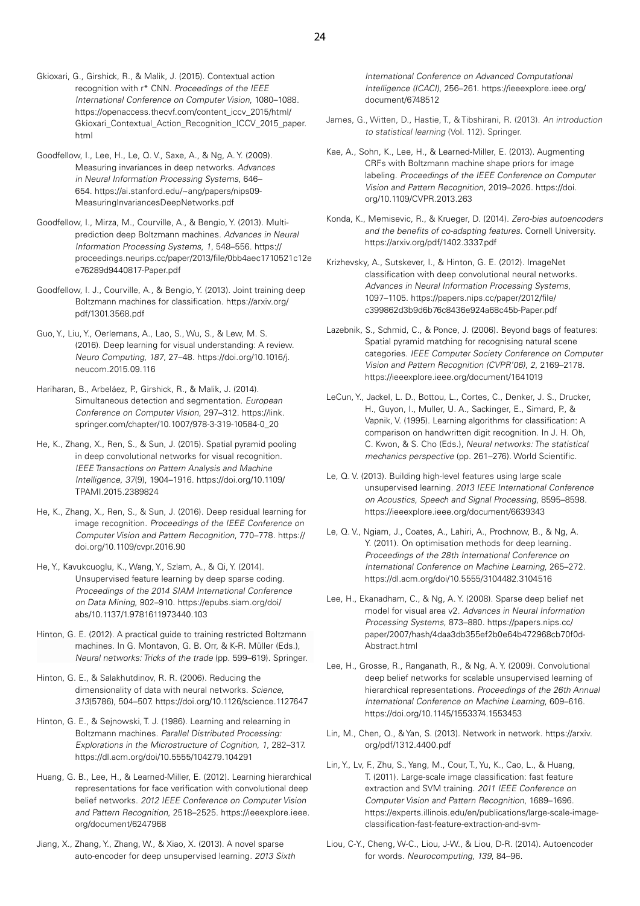Gkioxari, G., Girshick, R., & Malik, J. (2015). Contextual action recognition with r* CNN. *Proceedings of the IEEE International Conference on Computer Vision*, 1080–1088. https://openaccess.thecvf.com/content_iccv_2015/html/Gkioxari_Contextual_Action_Recognition_ICCV_2015_paper.html

Goodfellow, I., Lee, H., Le, Q. V., Saxe, A., & Ng, A. Y. (2009). Measuring invariances in deep networks. *Advances in Neural Information Processing Systems*, 646–654. https://ai.stanford.edu/~ang/papers/nips09-MeasuringInvariancesDeepNetworks.pdf

Goodfellow, I., Mirza, M., Courville, A., & Bengio, Y. (2013). Multi-prediction deep Boltzmann machines. *Advances in Neural Information Processing Systems, 1*, 548–556. https://proceedings.neurips.cc/paper/2013/file/0bb4aec1710521c12ee76289d9440817-Paper.pdf

Goodfellow, I. J., Courville, A., & Bengio, Y. (2013). Joint training deep Boltzmann machines for classification. https://arxiv.org/pdf/1301.3568.pdf

Guo, Y., Liu, Y., Oerlemans, A., Lao, S., Wu, S., & Lew, M. S. (2016). Deep learning for visual understanding: A review. *Neuro Computing, 187*, 27–48. https://doi.org/10.1016/j.neucom.2015.09.116

Hariharan, B., Arbeláez, P., Girshick, R., & Malik, J. (2014). Simultaneous detection and segmentation. *European Conference on Computer Vision*, 297–312. https://link.springer.com/chapter/10.1007/978-3-319-10584-0_20

He, K., Zhang, X., Ren, S., & Sun, J. (2015). Spatial pyramid pooling in deep convolutional networks for visual recognition. *IEEE Transactions on Pattern Analysis and Machine Intelligence, 37*(9), 1904–1916. https://doi.org/10.1109/TPAMI.2015.2389824

He, K., Zhang, X., Ren, S., & Sun, J. (2016). Deep residual learning for image recognition. *Proceedings of the IEEE Conference on Computer Vision and Pattern Recognition*, 770–778. https://doi.org/10.1109/cvpr.2016.90

He, Y., Kavukcuoglu, K., Wang, Y., Szlam, A., & Qi, Y. (2014). Unsupervised feature learning by deep sparse coding. *Proceedings of the 2014 SIAM International Conference on Data Mining*, 902–910. https://epubs.siam.org/doi/abs/10.1137/1.9781611973440.103

Hinton, G. E. (2012). A practical guide to training restricted Boltzmann machines. In G. Montavon, G. B. Orr, & K-R. Müller (Eds.), *Neural networks: Tricks of the trade* (pp. 599–619). Springer.

Hinton, G. E., & Salakhutdinov, R. R. (2006). Reducing the dimensionality of data with neural networks. *Science, 313*(5786), 504–507. https://doi.org/10.1126/science.1127647

Hinton, G. E., & Sejnowski, T. J. (1986). Learning and relearning in Boltzmann machines. *Parallel Distributed Processing: Explorations in the Microstructure of Cognition, 1*, 282–317. https://dl.acm.org/doi/10.5555/104279.104291

Huang, G. B., Lee, H., & Learned-Miller, E. (2012). Learning hierarchical representations for face verification with convolutional deep belief networks. *2012 IEEE Conference on Computer Vision and Pattern Recognition*, 2518–2525. https://ieeexplore.ieee.org/document/6247968

Jiang, X., Zhang, Y., Zhang, W., & Xiao, X. (2013). A novel sparse auto-encoder for deep unsupervised learning. *2013 Sixth International Conference on Advanced Computational Intelligence (ICACI)*, 256–261. https://ieeexplore.ieee.org/document/6748512

James, G., Witten, D., Hastie, T., & Tibshirani, R. (2013). *An introduction to statistical learning* (Vol. 112). Springer.

Kae, A., Sohn, K., Lee, H., & Learned-Miller, E. (2013). Augmenting CRFs with Boltzmann machine shape priors for image labeling. *Proceedings of the IEEE Conference on Computer Vision and Pattern Recognition*, 2019–2026. https://doi.org/10.1109/CVPR.2013.263

Konda, K., Memisevic, R., & Krueger, D. (2014). *Zero-bias autoencoders and the benefits of co-adapting features*. Cornell University. https://arxiv.org/pdf/1402.3337.pdf

Krizhevsky, A., Sutskever, I., & Hinton, G. E. (2012). ImageNet classification with deep convolutional neural networks. *Advances in Neural Information Processing Systems*, 1097–1105. https://papers.nips.cc/paper/2012/file/c399862d3b9d6b76c8436e924a68c45b-Paper.pdf

Lazebnik, S., Schmid, C., & Ponce, J. (2006). Beyond bags of features: Spatial pyramid matching for recognising natural scene categories. *IEEE Computer Society Conference on Computer Vision and Pattern Recognition (CVPR'06), 2*, 2169–2178. https://ieeexplore.ieee.org/document/1641019

LeCun, Y., Jackel, L. D., Bottou, L., Cortes, C., Denker, J. S., Drucker, H., Guyon, I., Muller, U. A., Sackinger, E., Simard, P., & Vapnik, V. (1995). Learning algorithms for classification: A comparison on handwritten digit recognition. In J. H. Oh, C. Kwon, & S. Cho (Eds.), *Neural networks: The statistical mechanics perspective* (pp. 261–276). World Scientific.

Le, Q. V. (2013). Building high-level features using large scale unsupervised learning. *2013 IEEE International Conference on Acoustics, Speech and Signal Processing*, 8595–8598. https://ieeexplore.ieee.org/document/6639343

Le, Q. V., Ngiam, J., Coates, A., Lahiri, A., Prochnow, B., & Ng, A. Y. (2011). On optimisation methods for deep learning. *Proceedings of the 28th International Conference on International Conference on Machine Learning*, 265–272. https://dl.acm.org/doi/10.5555/3104482.3104516

Lee, H., Ekanadham, C., & Ng, A. Y. (2008). Sparse deep belief net model for visual area v2. *Advances in Neural Information Processing Systems*, 873–880. https://papers.nips.cc/paper/2007/hash/4daa3db355ef2b0e64b472968cb70f0d-Abstract.html

Lee, H., Grosse, R., Ranganath, R., & Ng, A. Y. (2009). Convolutional deep belief networks for scalable unsupervised learning of hierarchical representations. *Proceedings of the 26th Annual International Conference on Machine Learning*, 609–616. https://doi.org/10.1145/1553374.1553453

Lin, M., Chen, Q., & Yan, S. (2013). Network in network. https://arxiv.org/pdf/1312.4400.pdf

Lin, Y., Lv, F., Zhu, S., Yang, M., Cour, T., Yu, K., Cao, L., & Huang, T. (2011). Large-scale image classification: fast feature extraction and SVM training. *2011 IEEE Conference on Computer Vision and Pattern Recognition*, 1689–1696. https://experts.illinois.edu/en/publications/large-scale-image-classification-fast-feature-extraction-and-svm-

Liou, C-Y., Cheng, W-C., Liou, J-W., & Liou, D-R. (2014). Autoencoder for words. *Neurocomputing, 139*, 84–96.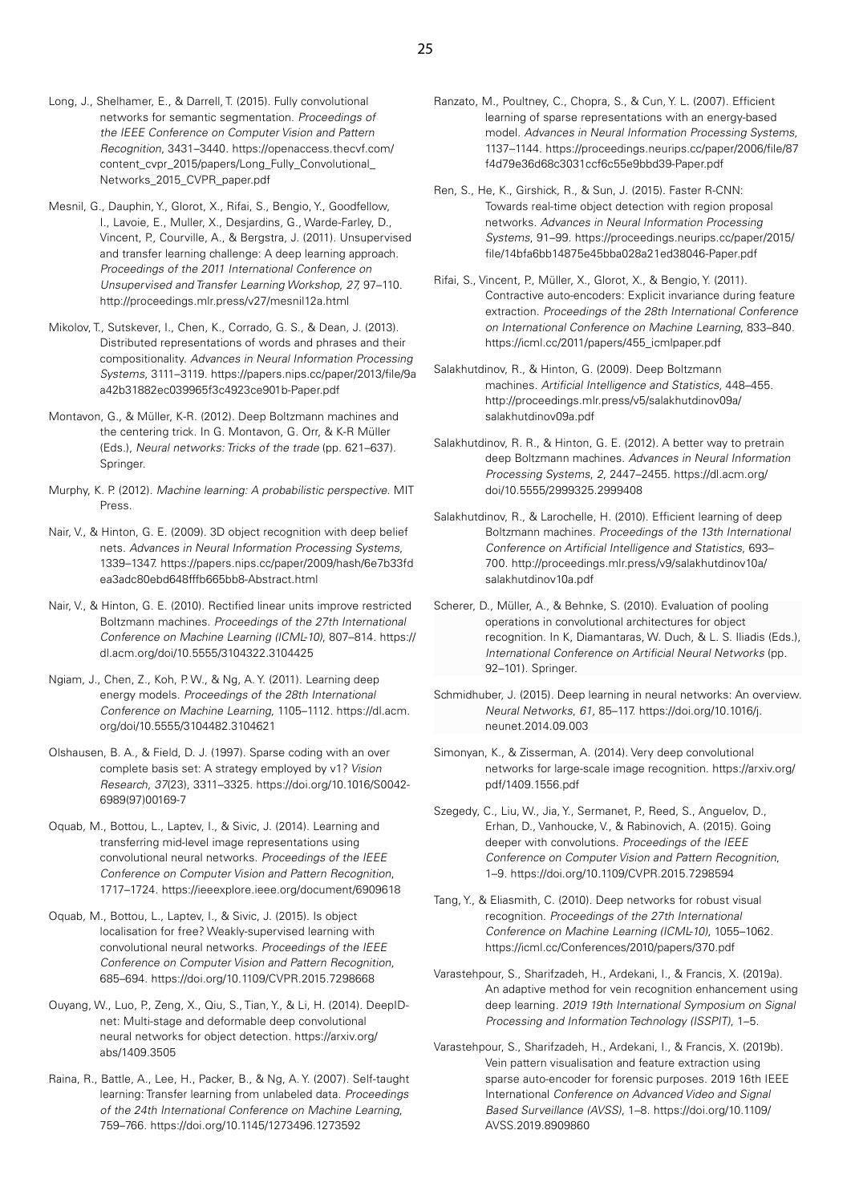Long, J., Shelhamer, E., & Darrell, T. (2015). Fully convolutional networks for semantic segmentation. *Proceedings of the IEEE Conference on Computer Vision and Pattern Recognition*, 3431–3440. https://openaccess.thecvf.com/content_cvpr_2015/papers/Long_Fully_Convolutional_Networks_2015_CVPR_paper.pdf

Mesnil, G., Dauphin, Y., Glorot, X., Rifai, S., Bengio, Y., Goodfellow, I., Lavoie, E., Muller, X., Desjardins, G., Warde-Farley, D., Vincent, P., Courville, A., & Bergstra, J. (2011). Unsupervised and transfer learning challenge: A deep learning approach. *Proceedings of the 2011 International Conference on Unsupervised and Transfer Learning Workshop, 27,* 97–110. http://proceedings.mlr.press/v27/mesnil12a.html

Mikolov, T., Sutskever, I., Chen, K., Corrado, G. S., & Dean, J. (2013). Distributed representations of words and phrases and their compositionality. *Advances in Neural Information Processing Systems*, 3111–3119. https://papers.nips.cc/paper/2013/file/9aa42b31882ec039965f3c4923ce901b-Paper.pdf

Montavon, G., & Müller, K-R. (2012). Deep Boltzmann machines and the centering trick. In G. Montavon, G. Orr, & K-R Müller (Eds.), *Neural networks: Tricks of the trade* (pp. 621–637). Springer.

Murphy, K. P. (2012). *Machine learning: A probabilistic perspective.* MIT Press.

Nair, V., & Hinton, G. E. (2009). 3D object recognition with deep belief nets. *Advances in Neural Information Processing Systems*, 1339–1347. https://papers.nips.cc/paper/2009/hash/6e7b33fdea3adc80ebd648fffb665bb8-Abstract.html

Nair, V., & Hinton, G. E. (2010). Rectified linear units improve restricted Boltzmann machines. *Proceedings of the 27th International Conference on Machine Learning (ICML-10)*, 807–814. https://dl.acm.org/doi/10.5555/3104322.3104425

Ngiam, J., Chen, Z., Koh, P. W., & Ng, A. Y. (2011). Learning deep energy models. *Proceedings of the 28th International Conference on Machine Learning*, 1105–1112. https://dl.acm.org/doi/10.5555/3104482.3104621

Olshausen, B. A., & Field, D. J. (1997). Sparse coding with an over complete basis set: A strategy employed by v1? *Vision Research*, *37*(23), 3311–3325. https://doi.org/10.1016/S0042-6989(97)00169-7

Oquab, M., Bottou, L., Laptev, I., & Sivic, J. (2014). Learning and transferring mid-level image representations using convolutional neural networks. *Proceedings of the IEEE Conference on Computer Vision and Pattern Recognition*, 1717–1724. https://ieeexplore.ieee.org/document/6909618

Oquab, M., Bottou, L., Laptev, I., & Sivic, J. (2015). Is object localisation for free? Weakly-supervised learning with convolutional neural networks. *Proceedings of the IEEE Conference on Computer Vision and Pattern Recognition*, 685–694. https://doi.org/10.1109/CVPR.2015.7298668

Ouyang, W., Luo, P., Zeng, X., Qiu, S., Tian, Y., & Li, H. (2014). DeepID-net: Multi-stage and deformable deep convolutional neural networks for object detection. https://arxiv.org/abs/1409.3505

Raina, R., Battle, A., Lee, H., Packer, B., & Ng, A. Y. (2007). Self-taught learning: Transfer learning from unlabeled data. *Proceedings of the 24th International Conference on Machine Learning*, 759–766. https://doi.org/10.1145/1273496.1273592

Ranzato, M., Poultney, C., Chopra, S., & Cun, Y. L. (2007). Efficient learning of sparse representations with an energy-based model. *Advances in Neural Information Processing Systems,* 1137–1144. https://proceedings.neurips.cc/paper/2006/file/87f4d79e36d68c3031ccf6c55e9bbd39-Paper.pdf

Ren, S., He, K., Girshick, R., & Sun, J. (2015). Faster R-CNN: Towards real-time object detection with region proposal networks. *Advances in Neural Information Processing Systems*, 91–99. https://proceedings.neurips.cc/paper/2015/file/14bfa6bb14875e45bba028a21ed38046-Paper.pdf

Rifai, S., Vincent, P., Müller, X., Glorot, X., & Bengio, Y. (2011). Contractive auto-encoders: Explicit invariance during feature extraction. *Proceedings of the 28th International Conference on International Conference on Machine Learning*, 833–840. https://icml.cc/2011/papers/455_icmlpaper.pdf

Salakhutdinov, R., & Hinton, G. (2009). Deep Boltzmann machines. *Artificial Intelligence and Statistics*, 448–455. http://proceedings.mlr.press/v5/salakhutdinov09a/salakhutdinov09a.pdf

Salakhutdinov, R. R., & Hinton, G. E. (2012). A better way to pretrain deep Boltzmann machines. *Advances in Neural Information Processing Systems*, *2*, 2447–2455. https://dl.acm.org/doi/10.5555/2999325.2999408

Salakhutdinov, R., & Larochelle, H. (2010). Efficient learning of deep Boltzmann machines. *Proceedings of the 13th International Conference on Artificial Intelligence and Statistics*, 693–700. http://proceedings.mlr.press/v9/salakhutdinov10a/salakhutdinov10a.pdf

Scherer, D., Müller, A., & Behnke, S. (2010). Evaluation of pooling operations in convolutional architectures for object recognition. In K, Diamantaras, W. Duch, & L. S. Iliadis (Eds.), *International Conference on Artificial Neural Networks* (pp. 92–101). Springer.

Schmidhuber, J. (2015). Deep learning in neural networks: An overview. *Neural Networks*, *61*, 85–117. https://doi.org/10.1016/j.neunet.2014.09.003

Simonyan, K., & Zisserman, A. (2014). Very deep convolutional networks for large-scale image recognition. https://arxiv.org/pdf/1409.1556.pdf

Szegedy, C., Liu, W., Jia, Y., Sermanet, P., Reed, S., Anguelov, D., Erhan, D., Vanhoucke, V., & Rabinovich, A. (2015). Going deeper with convolutions. *Proceedings of the IEEE Conference on Computer Vision and Pattern Recognition*, 1–9. https://doi.org/10.1109/CVPR.2015.7298594

Tang, Y., & Eliasmith, C. (2010). Deep networks for robust visual recognition. *Proceedings of the 27th International Conference on Machine Learning (ICML-10),* 1055–1062. https://icml.cc/Conferences/2010/papers/370.pdf

Varastehpour, S., Sharifzadeh, H., Ardekani, I., & Francis, X. (2019a). An adaptive method for vein recognition enhancement using deep learning. *2019 19th International Symposium on Signal Processing and Information Technology (ISSPIT)*, 1–5.

Varastehpour, S., Sharifzadeh, H., Ardekani, I., & Francis, X. (2019b). Vein pattern visualisation and feature extraction using sparse auto-encoder for forensic purposes. 2019 16th IEEE International *Conference on Advanced Video and Signal Based Surveillance (AVSS)*, 1–8. https://doi.org/10.1109/AVSS.2019.8909860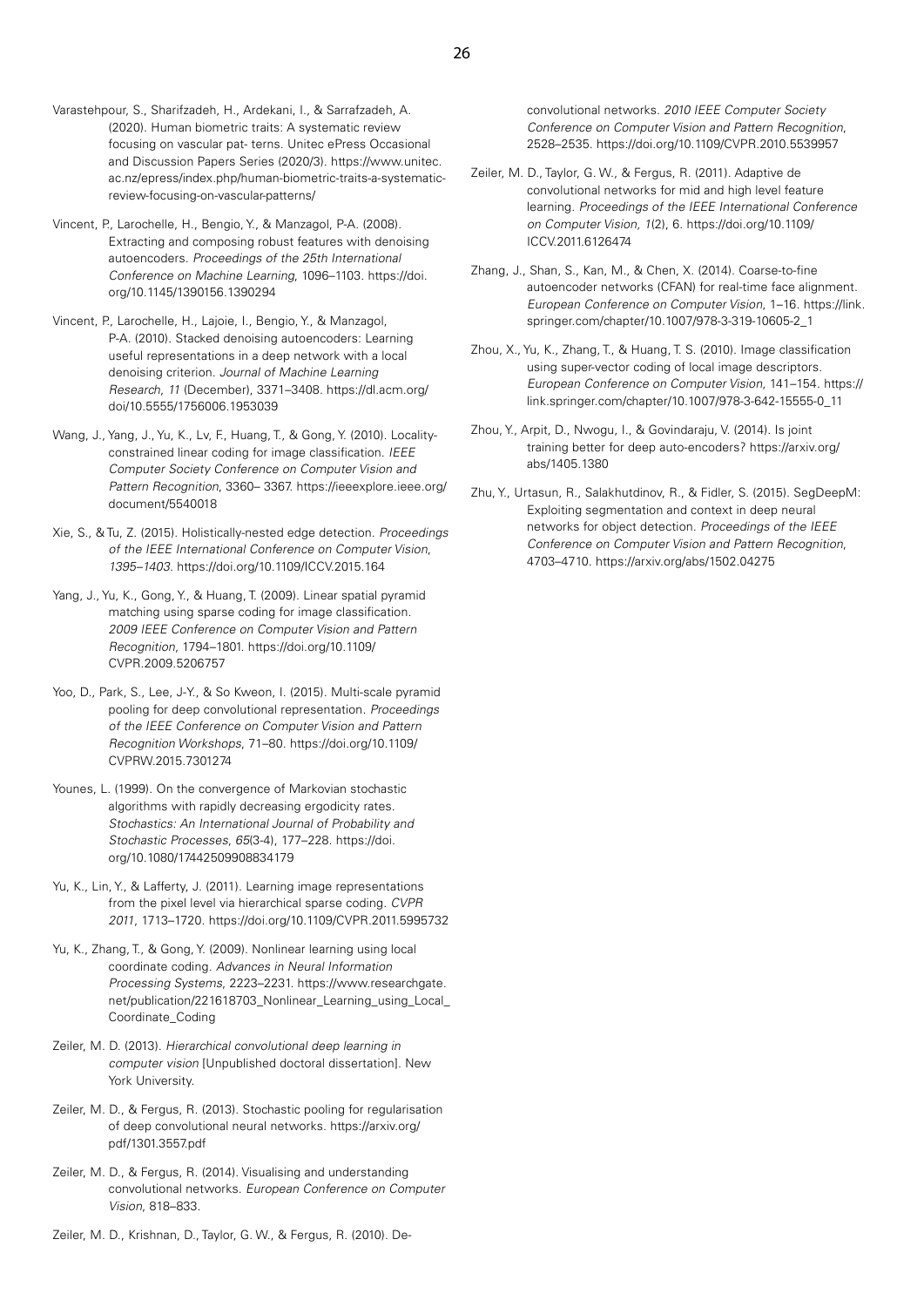Varastehpour, S., Sharifzadeh, H., Ardekani, I., & Sarrafzadeh, A. (2020). Human biometric traits: A systematic review focusing on vascular pat- terns. Unitec ePress Occasional and Discussion Papers Series (2020/3). https://www.unitec.ac.nz/epress/index.php/human-biometric-traits-a-systematic-review-focusing-on-vascular-patterns/

Vincent, P., Larochelle, H., Bengio, Y., & Manzagol, P-A. (2008). Extracting and composing robust features with denoising autoencoders. *Proceedings of the 25th International Conference on Machine Learning*, 1096–1103. https://doi.org/10.1145/1390156.1390294

Vincent, P., Larochelle, H., Lajoie, I., Bengio, Y., & Manzagol, P-A. (2010). Stacked denoising autoencoders: Learning useful representations in a deep network with a local denoising criterion. *Journal of Machine Learning Research*, *11* (December), 3371–3408. https://dl.acm.org/doi/10.5555/1756006.1953039

Wang, J., Yang, J., Yu, K., Lv, F., Huang, T., & Gong, Y. (2010). Locality-constrained linear coding for image classification. *IEEE Computer Society Conference on Computer Vision and Pattern Recognition*, 3360– 3367. https://ieeexplore.ieee.org/document/5540018

Xie, S., & Tu, Z. (2015). Holistically-nested edge detection. *Proceedings of the IEEE International Conference on Computer Vision*, *1395–1403*. https://doi.org/10.1109/ICCV.2015.164

Yang, J., Yu, K., Gong, Y., & Huang, T. (2009). Linear spatial pyramid matching using sparse coding for image classification. *2009 IEEE Conference on Computer Vision and Pattern Recognition*, 1794–1801. https://doi.org/10.1109/CVPR.2009.5206757

Yoo, D., Park, S., Lee, J-Y., & So Kweon, I. (2015). Multi-scale pyramid pooling for deep convolutional representation. *Proceedings of the IEEE Conference on Computer Vision and Pattern Recognition Workshops*, 71–80. https://doi.org/10.1109/CVPRW.2015.7301274

Younes, L. (1999). On the convergence of Markovian stochastic algorithms with rapidly decreasing ergodicity rates. *Stochastics: An International Journal of Probability and Stochastic Processes*, *65*(3-4), 177–228. https://doi.org/10.1080/17442509908834179

Yu, K., Lin, Y., & Lafferty, J. (2011). Learning image representations from the pixel level via hierarchical sparse coding. *CVPR 2011*, 1713–1720. https://doi.org/10.1109/CVPR.2011.5995732

Yu, K., Zhang, T., & Gong, Y. (2009). Nonlinear learning using local coordinate coding. *Advances in Neural Information Processing Systems*, 2223–2231. https://www.researchgate.net/publication/221618703_Nonlinear_Learning_using_Local_Coordinate_Coding

Zeiler, M. D. (2013). *Hierarchical convolutional deep learning in computer vision* [Unpublished doctoral dissertation]. New York University.

Zeiler, M. D., & Fergus, R. (2013). Stochastic pooling for regularisation of deep convolutional neural networks. https://arxiv.org/pdf/1301.3557.pdf

Zeiler, M. D., & Fergus, R. (2014). Visualising and understanding convolutional networks. *European Conference on Computer Vision*, 818–833.

Zeiler, M. D., Krishnan, D., Taylor, G. W., & Fergus, R. (2010). Deconvolutional networks. *2010 IEEE Computer Society Conference on Computer Vision and Pattern Recognition*, 2528–2535. https://doi.org/10.1109/CVPR.2010.5539957

Zeiler, M. D., Taylor, G. W., & Fergus, R. (2011). Adaptive de convolutional networks for mid and high level feature learning. *Proceedings of the IEEE International Conference on Computer Vision, 1*(2), 6. https://doi.org/10.1109/ICCV.2011.6126474

Zhang, J., Shan, S., Kan, M., & Chen, X. (2014). Coarse-to-fine autoencoder networks (CFAN) for real-time face alignment. *European Conference on Computer Vision*, 1–16. https://link.springer.com/chapter/10.1007/978-3-319-10605-2_1

Zhou, X., Yu, K., Zhang, T., & Huang, T. S. (2010). Image classification using super-vector coding of local image descriptors. *European Conference on Computer Vision*, 141–154. https://link.springer.com/chapter/10.1007/978-3-642-15555-0_11

Zhou, Y., Arpit, D., Nwogu, I., & Govindaraju, V. (2014). Is joint training better for deep auto-encoders? https://arxiv.org/abs/1405.1380

Zhu, Y., Urtasun, R., Salakhutdinov, R., & Fidler, S. (2015). SegDeepM: Exploiting segmentation and context in deep neural networks for object detection. *Proceedings of the IEEE Conference on Computer Vision and Pattern Recognition*, 4703–4710. https://arxiv.org/abs/1502.04275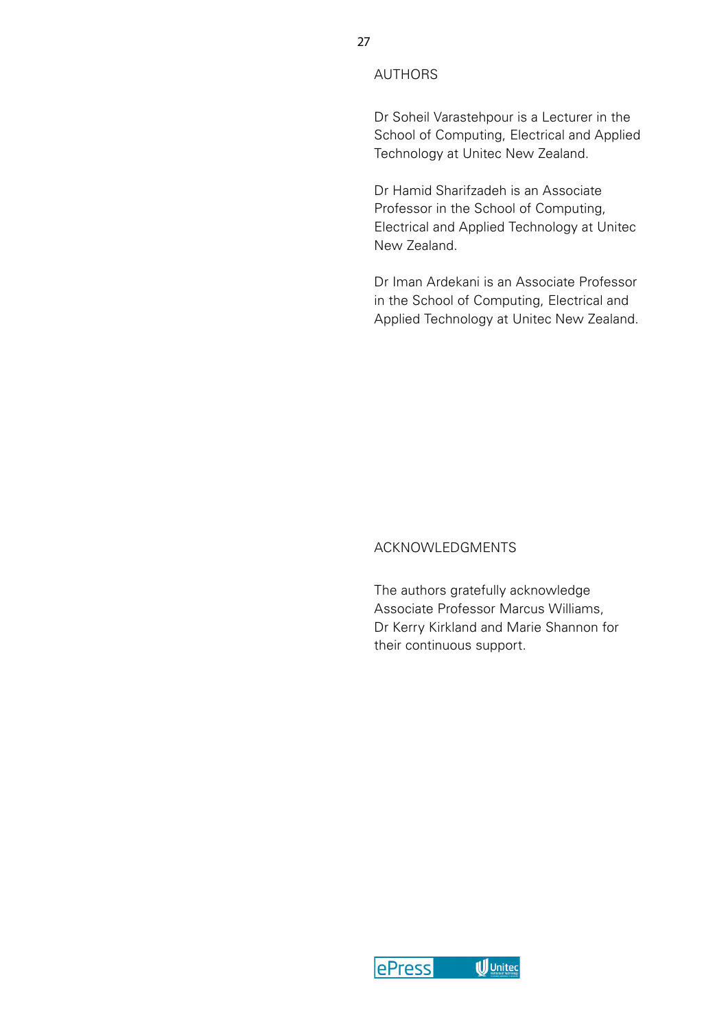## AUTHORS

Dr Soheil Varastehpour is a Lecturer in the School of Computing, Electrical and Applied Technology at Unitec New Zealand.

Dr Hamid Sharifzadeh is an Associate Professor in the School of Computing, Electrical and Applied Technology at Unitec New Zealand.

Dr Iman Ardekani is an Associate Professor in the School of Computing, Electrical and Applied Technology at Unitec New Zealand.

## ACKNOWLEDGMENTS

The authors gratefully acknowledge Associate Professor Marcus Williams, Dr Kerry Kirkland and Marie Shannon for their continuous support.

ePress Unitec